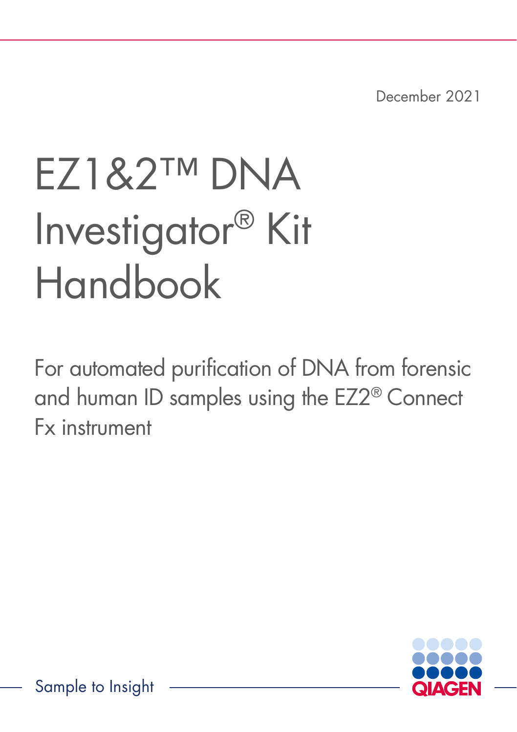December 2021

# EZ1&2™ DNA Investigator® Kit Handbook

For automated purification of DNA from forensic and human ID samples using the EZ2® Connect Fx instrument

Sample to Insight

QIAGEN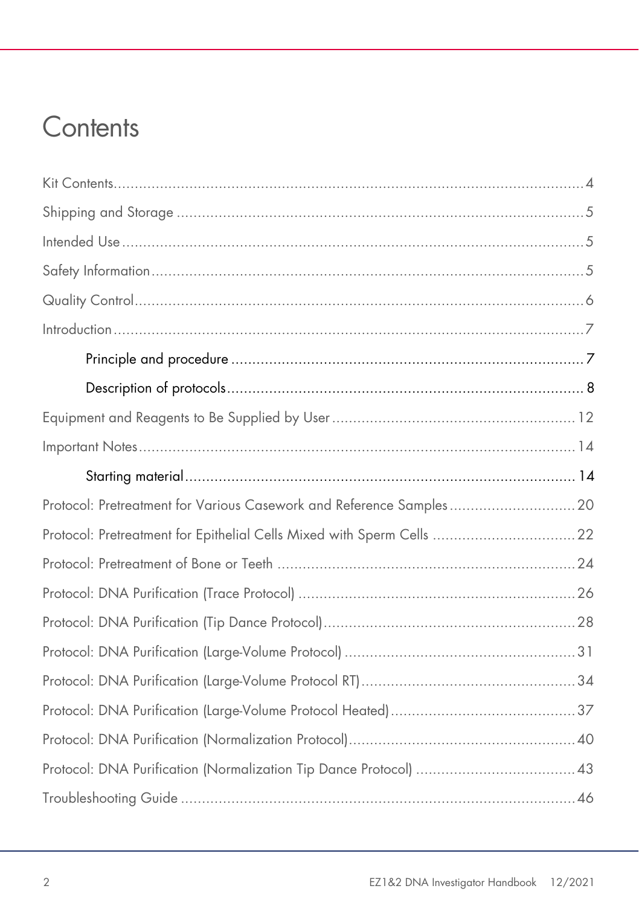# Contents

Kit Contents ..... 4

Shipping and Storage ..... 5

Intended Use ..... 5

Safety Information ..... 5

Quality Control ..... 6

Introduction ..... 7

- Principle and procedure ..... 7
- Description of protocols ..... 8

Equipment and Reagents to Be Supplied by User ..... 12

Important Notes ..... 14

- Starting material ..... 14

Protocol: Pretreatment for Various Casework and Reference Samples ..... 20

Protocol: Pretreatment for Epithelial Cells Mixed with Sperm Cells ..... 22

Protocol: Pretreatment of Bone or Teeth ..... 24

Protocol: DNA Purification (Trace Protocol) ..... 26

Protocol: DNA Purification (Tip Dance Protocol) ..... 28

Protocol: DNA Purification (Large-Volume Protocol) ..... 31

Protocol: DNA Purification (Large-Volume Protocol RT) ..... 34

Protocol: DNA Purification (Large-Volume Protocol Heated) ..... 37

Protocol: DNA Purification (Normalization Protocol) ..... 40

Protocol: DNA Purification (Normalization Tip Dance Protocol) ..... 43

Troubleshooting Guide ..... 46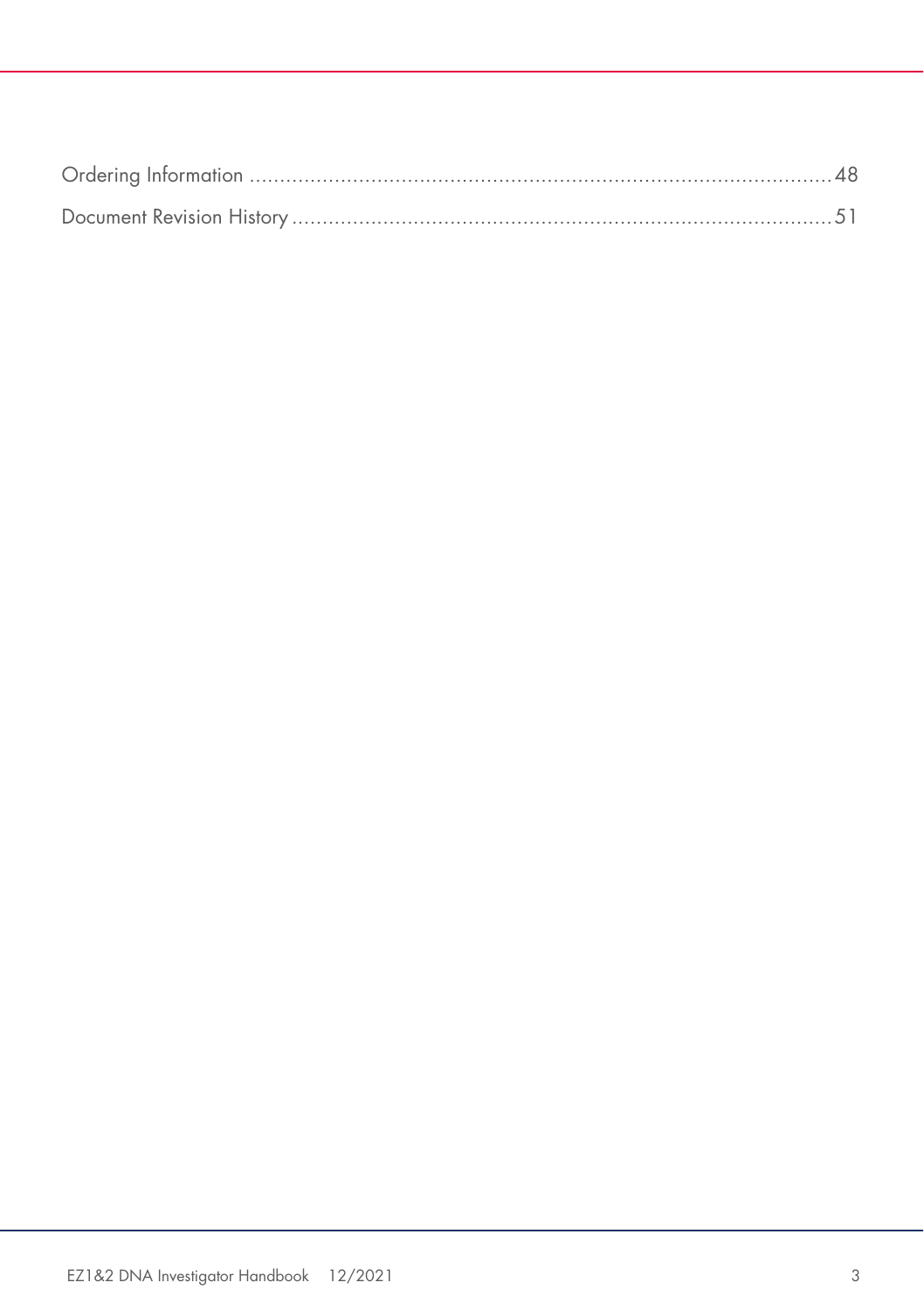Ordering Information ........................................................................................48

Document Revision History ...............................................................................51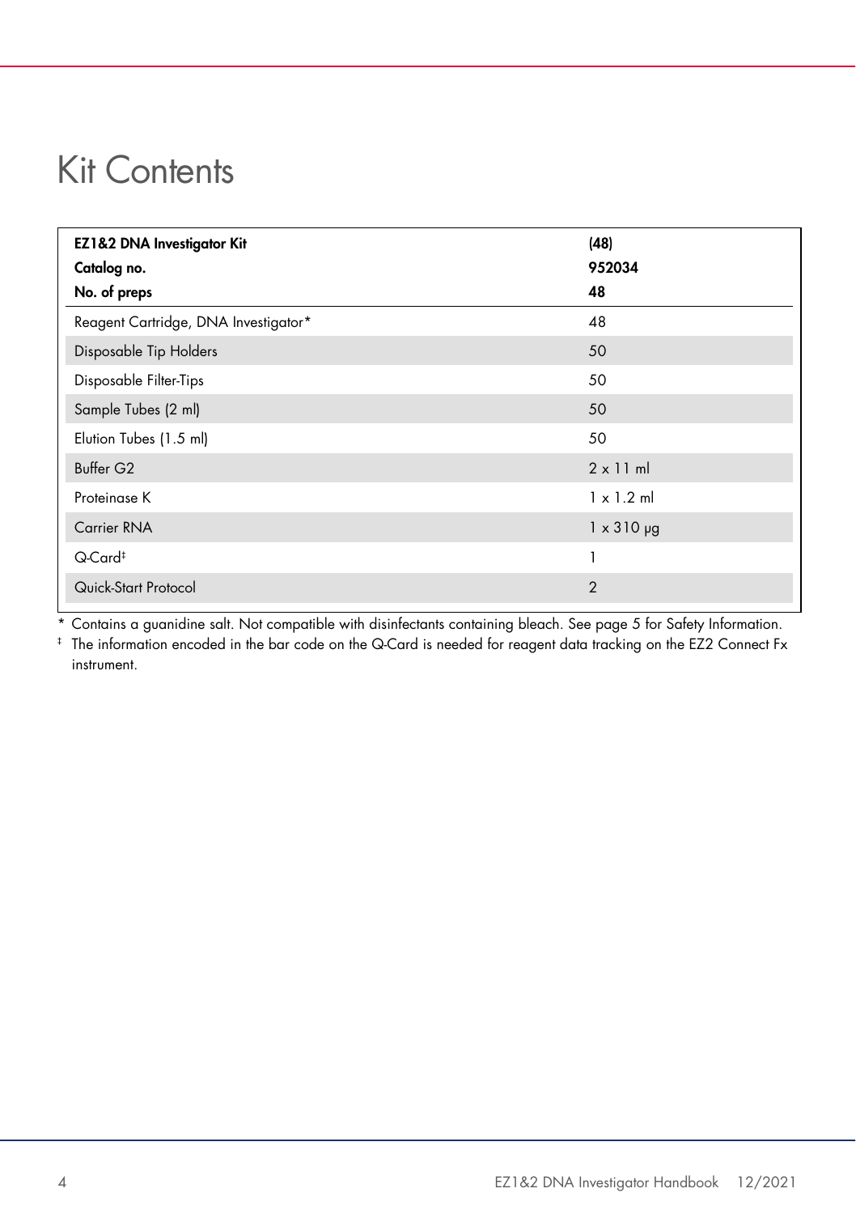# Kit Contents

| EZ1&2 DNA Investigator Kit<br>Catalog no.<br>No. of preps | (48)<br>952034<br>48 |
|---|---|
| Reagent Cartridge, DNA Investigator* | 48 |
| Disposable Tip Holders | 50 |
| Disposable Filter-Tips | 50 |
| Sample Tubes (2 ml) | 50 |
| Elution Tubes (1.5 ml) | 50 |
| Buffer G2 | 2 x 11 ml |
| Proteinase K | 1 x 1.2 ml |
| Carrier RNA | 1 x 310 µg |
| Q-Card‡ | 1 |
| Quick-Start Protocol | 2 |

\* Contains a guanidine salt. Not compatible with disinfectants containing bleach. See page 5 for Safety Information.

‡ The information encoded in the bar code on the Q-Card is needed for reagent data tracking on the EZ2 Connect Fx instrument.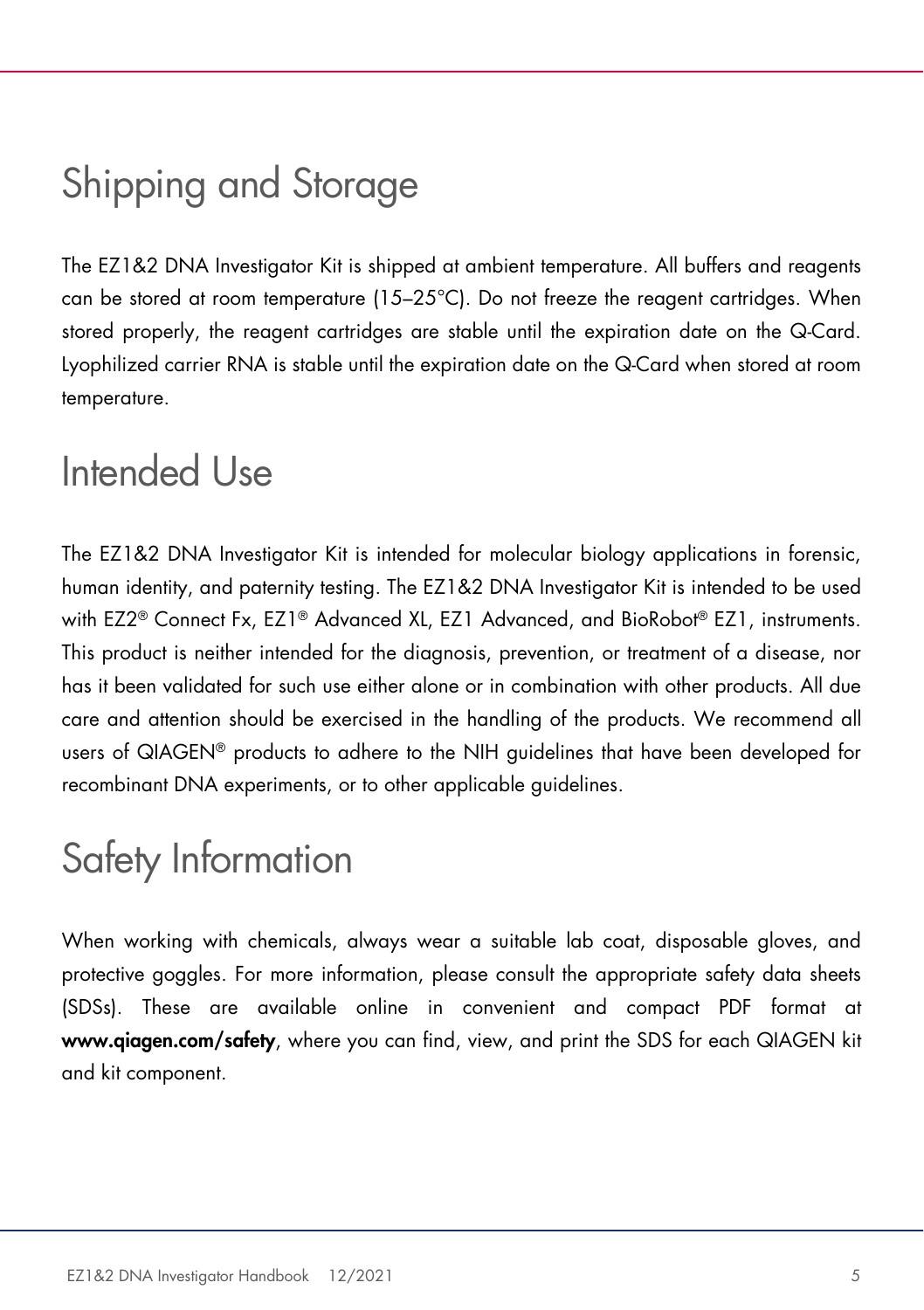# Shipping and Storage

The EZ1&2 DNA Investigator Kit is shipped at ambient temperature. All buffers and reagents can be stored at room temperature (15–25°C). Do not freeze the reagent cartridges. When stored properly, the reagent cartridges are stable until the expiration date on the Q-Card. Lyophilized carrier RNA is stable until the expiration date on the Q-Card when stored at room temperature.

# Intended Use

The EZ1&2 DNA Investigator Kit is intended for molecular biology applications in forensic, human identity, and paternity testing. The EZ1&2 DNA Investigator Kit is intended to be used with EZ2® Connect Fx, EZ1® Advanced XL, EZ1 Advanced, and BioRobot® EZ1, instruments. This product is neither intended for the diagnosis, prevention, or treatment of a disease, nor has it been validated for such use either alone or in combination with other products. All due care and attention should be exercised in the handling of the products. We recommend all users of QIAGEN® products to adhere to the NIH guidelines that have been developed for recombinant DNA experiments, or to other applicable guidelines.

# Safety Information

When working with chemicals, always wear a suitable lab coat, disposable gloves, and protective goggles. For more information, please consult the appropriate safety data sheets (SDSs). These are available online in convenient and compact PDF format at **www.qiagen.com/safety**, where you can find, view, and print the SDS for each QIAGEN kit and kit component.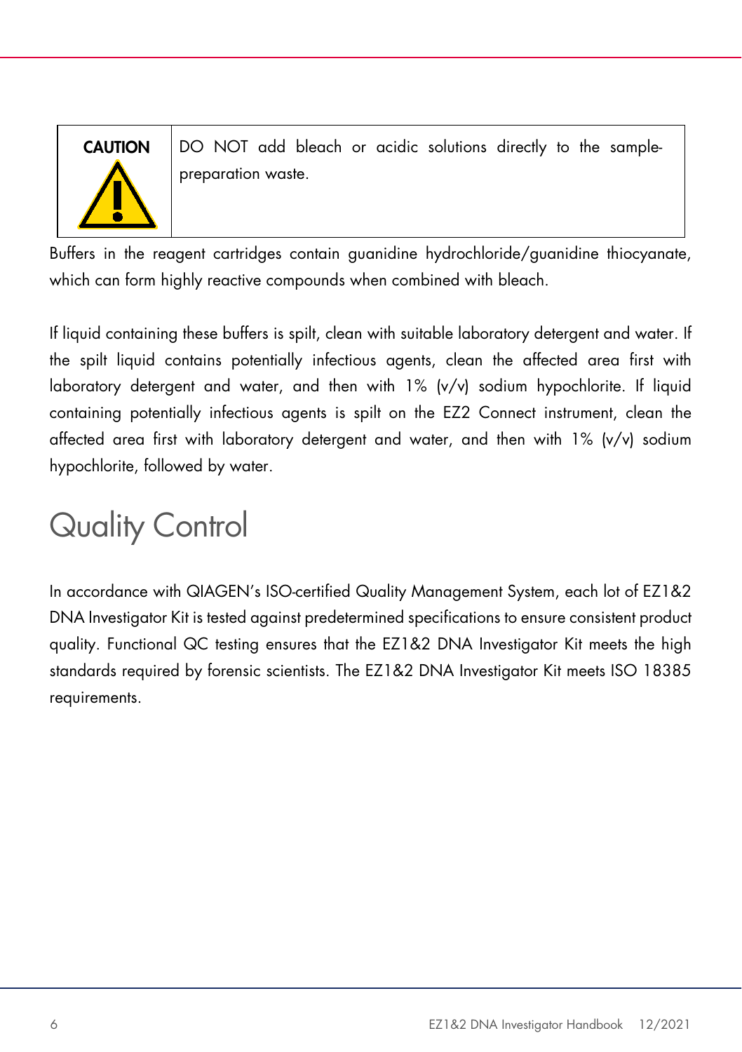| CAUTION | DO NOT add bleach or acidic solutions directly to the sample-preparation waste. |
| --- | --- |

Buffers in the reagent cartridges contain guanidine hydrochloride/guanidine thiocyanate, which can form highly reactive compounds when combined with bleach.

If liquid containing these buffers is spilt, clean with suitable laboratory detergent and water. If the spilt liquid contains potentially infectious agents, clean the affected area first with laboratory detergent and water, and then with 1% (v/v) sodium hypochlorite. If liquid containing potentially infectious agents is spilt on the EZ2 Connect instrument, clean the affected area first with laboratory detergent and water, and then with 1% (v/v) sodium hypochlorite, followed by water.

# Quality Control

In accordance with QIAGEN's ISO-certified Quality Management System, each lot of EZ1&2 DNA Investigator Kit is tested against predetermined specifications to ensure consistent product quality. Functional QC testing ensures that the EZ1&2 DNA Investigator Kit meets the high standards required by forensic scientists. The EZ1&2 DNA Investigator Kit meets ISO 18385 requirements.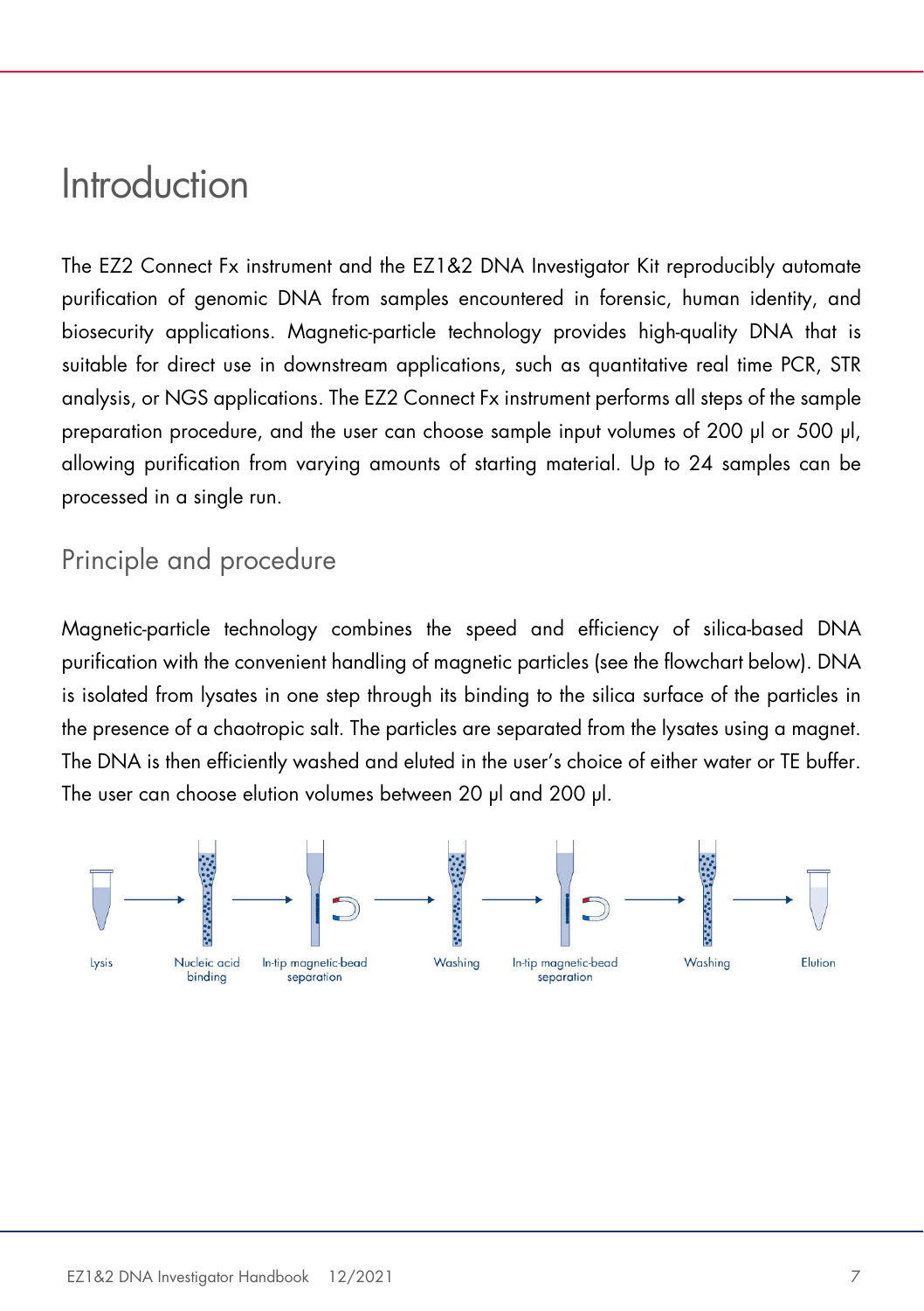# Introduction

The EZ2 Connect Fx instrument and the EZ1&2 DNA Investigator Kit reproducibly automate purification of genomic DNA from samples encountered in forensic, human identity, and biosecurity applications. Magnetic-particle technology provides high-quality DNA that is suitable for direct use in downstream applications, such as quantitative real time PCR, STR analysis, or NGS applications. The EZ2 Connect Fx instrument performs all steps of the sample preparation procedure, and the user can choose sample input volumes of 200 µl or 500 µl, allowing purification from varying amounts of starting material. Up to 24 samples can be processed in a single run.

## Principle and procedure

Magnetic-particle technology combines the speed and efficiency of silica-based DNA purification with the convenient handling of magnetic particles (see the flowchart below). DNA is isolated from lysates in one step through its binding to the silica surface of the particles in the presence of a chaotropic salt. The particles are separated from the lysates using a magnet. The DNA is then efficiently washed and eluted in the user's choice of either water or TE buffer. The user can choose elution volumes between 20 µl and 200 µl.

Lysis → Nucleic acid binding → In-tip magnetic-bead separation → Washing → In-tip magnetic-bead separation → Washing → Elution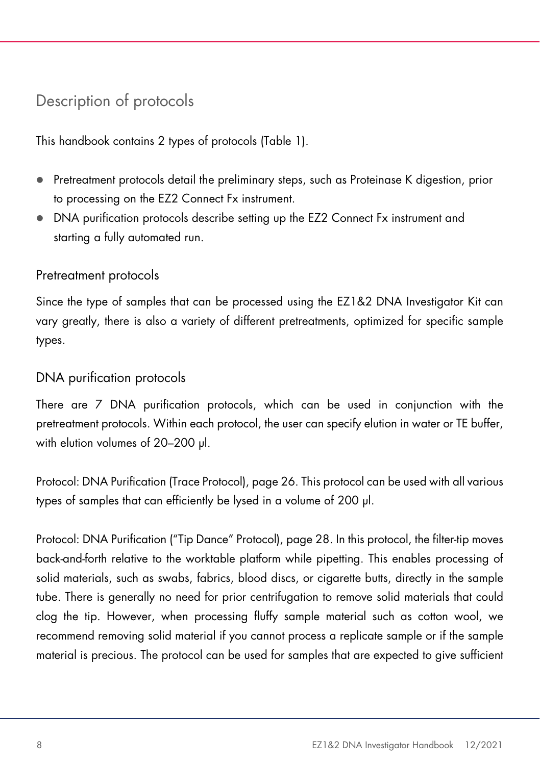## Description of protocols

This handbook contains 2 types of protocols (Table 1).

- Pretreatment protocols detail the preliminary steps, such as Proteinase K digestion, prior to processing on the EZ2 Connect Fx instrument.
- DNA purification protocols describe setting up the EZ2 Connect Fx instrument and starting a fully automated run.

### Pretreatment protocols

Since the type of samples that can be processed using the EZ1&2 DNA Investigator Kit can vary greatly, there is also a variety of different pretreatments, optimized for specific sample types.

### DNA purification protocols

There are 7 DNA purification protocols, which can be used in conjunction with the pretreatment protocols. Within each protocol, the user can specify elution in water or TE buffer, with elution volumes of 20–200 µl.

Protocol: DNA Purification (Trace Protocol), page 26. This protocol can be used with all various types of samples that can efficiently be lysed in a volume of 200 µl.

Protocol: DNA Purification ("Tip Dance" Protocol), page 28. In this protocol, the filter-tip moves back-and-forth relative to the worktable platform while pipetting. This enables processing of solid materials, such as swabs, fabrics, blood discs, or cigarette butts, directly in the sample tube. There is generally no need for prior centrifugation to remove solid materials that could clog the tip. However, when processing fluffy sample material such as cotton wool, we recommend removing solid material if you cannot process a replicate sample or if the sample material is precious. The protocol can be used for samples that are expected to give sufficient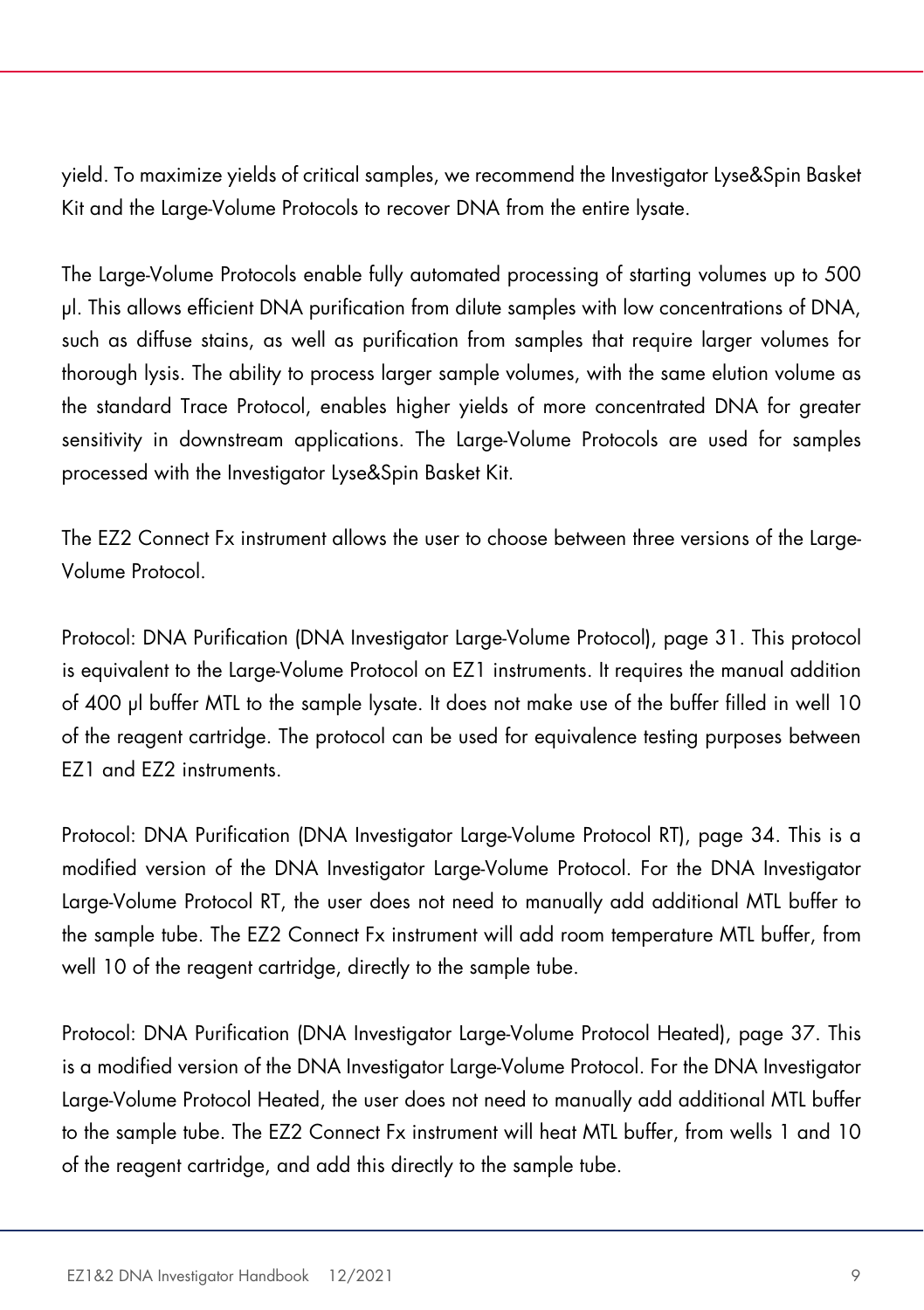yield. To maximize yields of critical samples, we recommend the Investigator Lyse&Spin Basket Kit and the Large-Volume Protocols to recover DNA from the entire lysate.

The Large-Volume Protocols enable fully automated processing of starting volumes up to 500 µl. This allows efficient DNA purification from dilute samples with low concentrations of DNA, such as diffuse stains, as well as purification from samples that require larger volumes for thorough lysis. The ability to process larger sample volumes, with the same elution volume as the standard Trace Protocol, enables higher yields of more concentrated DNA for greater sensitivity in downstream applications. The Large-Volume Protocols are used for samples processed with the Investigator Lyse&Spin Basket Kit.

The EZ2 Connect Fx instrument allows the user to choose between three versions of the Large-Volume Protocol.

Protocol: DNA Purification (DNA Investigator Large-Volume Protocol), page 31. This protocol is equivalent to the Large-Volume Protocol on EZ1 instruments. It requires the manual addition of 400 µl buffer MTL to the sample lysate. It does not make use of the buffer filled in well 10 of the reagent cartridge. The protocol can be used for equivalence testing purposes between EZ1 and EZ2 instruments.

Protocol: DNA Purification (DNA Investigator Large-Volume Protocol RT), page 34. This is a modified version of the DNA Investigator Large-Volume Protocol. For the DNA Investigator Large-Volume Protocol RT, the user does not need to manually add additional MTL buffer to the sample tube. The EZ2 Connect Fx instrument will add room temperature MTL buffer, from well 10 of the reagent cartridge, directly to the sample tube.

Protocol: DNA Purification (DNA Investigator Large-Volume Protocol Heated), page 37. This is a modified version of the DNA Investigator Large-Volume Protocol. For the DNA Investigator Large-Volume Protocol Heated, the user does not need to manually add additional MTL buffer to the sample tube. The EZ2 Connect Fx instrument will heat MTL buffer, from wells 1 and 10 of the reagent cartridge, and add this directly to the sample tube.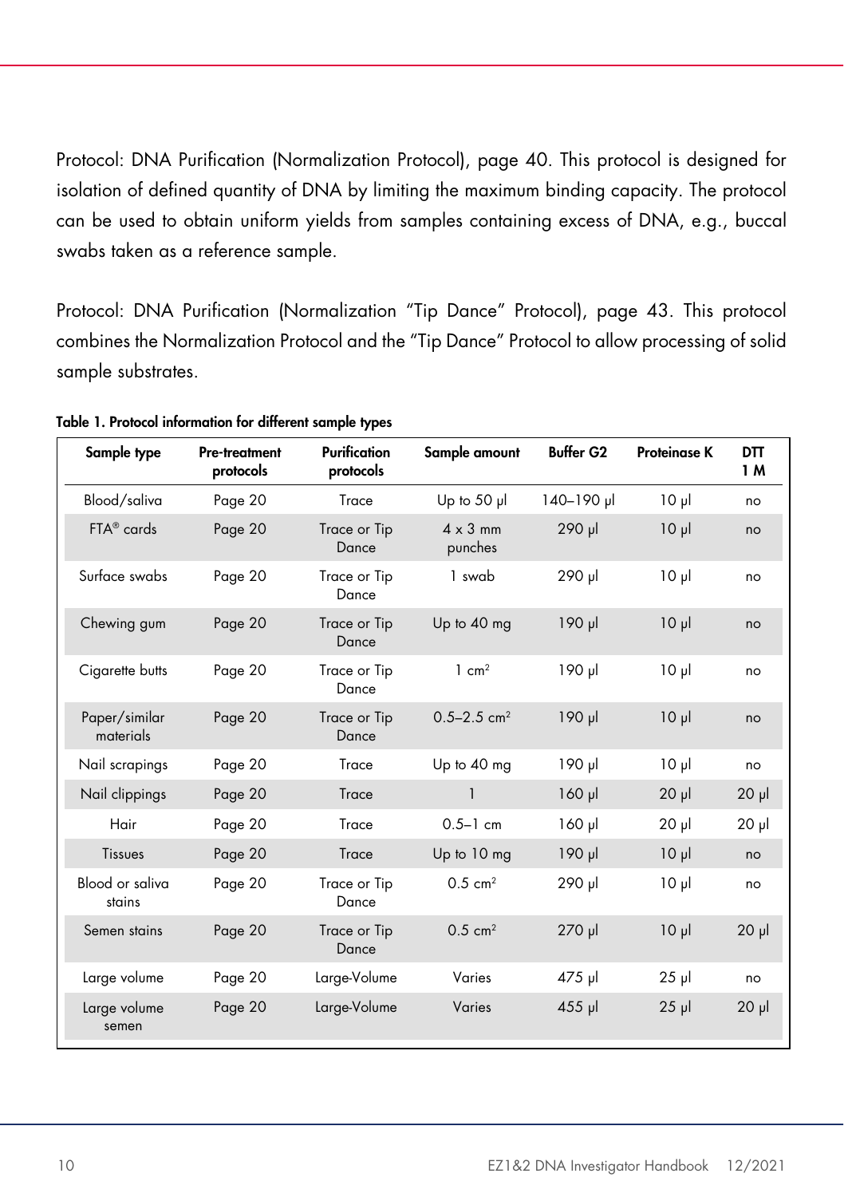Protocol: DNA Purification (Normalization Protocol), page 40. This protocol is designed for isolation of defined quantity of DNA by limiting the maximum binding capacity. The protocol can be used to obtain uniform yields from samples containing excess of DNA, e.g., buccal swabs taken as a reference sample.

Protocol: DNA Purification (Normalization "Tip Dance" Protocol), page 43. This protocol combines the Normalization Protocol and the "Tip Dance" Protocol to allow processing of solid sample substrates.

**Table 1. Protocol information for different sample types**

| Sample type | Pre-treatment protocols | Purification protocols | Sample amount | Buffer G2 | Proteinase K | DTT 1 M |
|---|---|---|---|---|---|---|
| Blood/saliva | Page 20 | Trace | Up to 50 µl | 140–190 µl | 10 µl | no |
| FTA® cards | Page 20 | Trace or Tip Dance | 4 x 3 mm punches | 290 µl | 10 µl | no |
| Surface swabs | Page 20 | Trace or Tip Dance | 1 swab | 290 µl | 10 µl | no |
| Chewing gum | Page 20 | Trace or Tip Dance | Up to 40 mg | 190 µl | 10 µl | no |
| Cigarette butts | Page 20 | Trace or Tip Dance | 1 cm² | 190 µl | 10 µl | no |
| Paper/similar materials | Page 20 | Trace or Tip Dance | 0.5–2.5 cm² | 190 µl | 10 µl | no |
| Nail scrapings | Page 20 | Trace | Up to 40 mg | 190 µl | 10 µl | no |
| Nail clippings | Page 20 | Trace | 1 | 160 µl | 20 µl | 20 µl |
| Hair | Page 20 | Trace | 0.5–1 cm | 160 µl | 20 µl | 20 µl |
| Tissues | Page 20 | Trace | Up to 10 mg | 190 µl | 10 µl | no |
| Blood or saliva stains | Page 20 | Trace or Tip Dance | 0.5 cm² | 290 µl | 10 µl | no |
| Semen stains | Page 20 | Trace or Tip Dance | 0.5 cm² | 270 µl | 10 µl | 20 µl |
| Large volume | Page 20 | Large-Volume | Varies | 475 µl | 25 µl | no |
| Large volume semen | Page 20 | Large-Volume | Varies | 455 µl | 25 µl | 20 µl |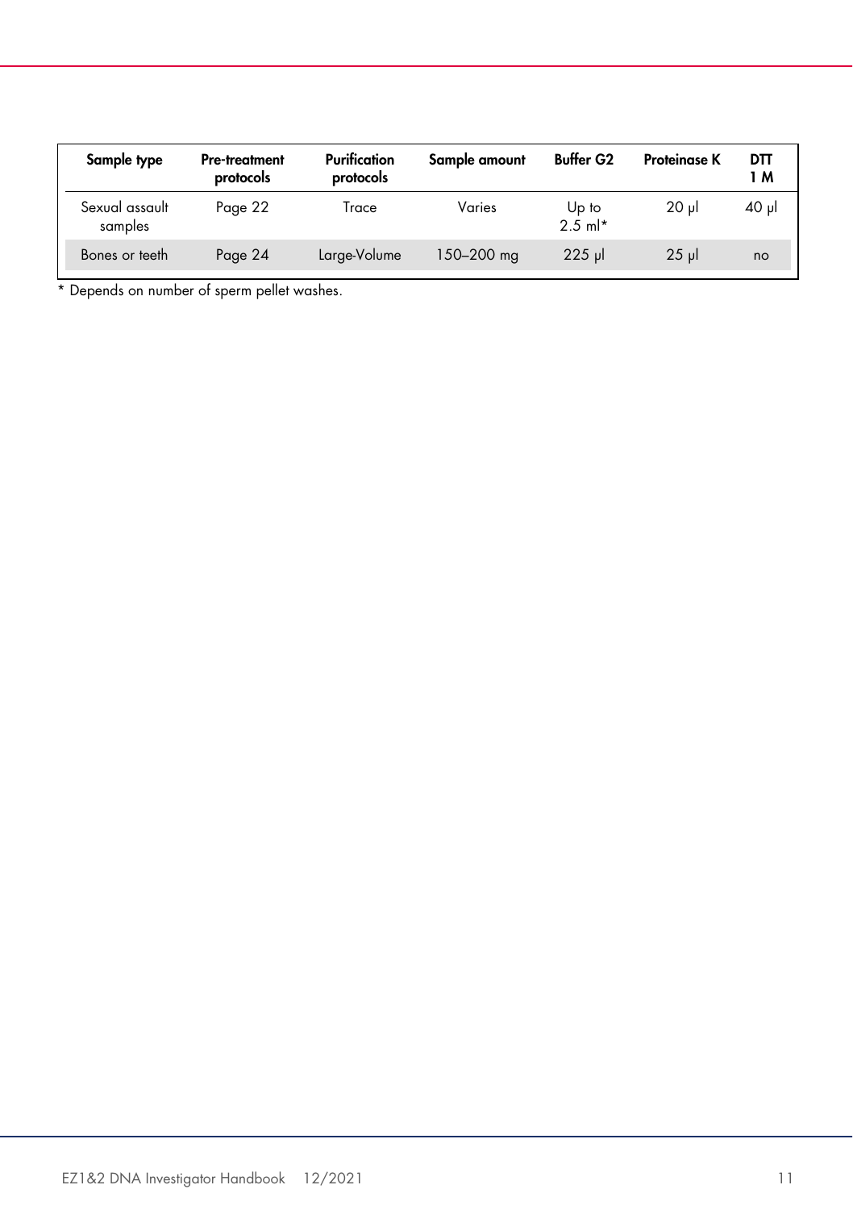| Sample type | Pre-treatment protocols | Purification protocols | Sample amount | Buffer G2 | Proteinase K | DTT 1 M |
|---|---|---|---|---|---|---|
| Sexual assault samples | Page 22 | Trace | Varies | Up to 2.5 ml* | 20 µl | 40 µl |
| Bones or teeth | Page 24 | Large-Volume | 150–200 mg | 225 µl | 25 µl | no |

* Depends on number of sperm pellet washes.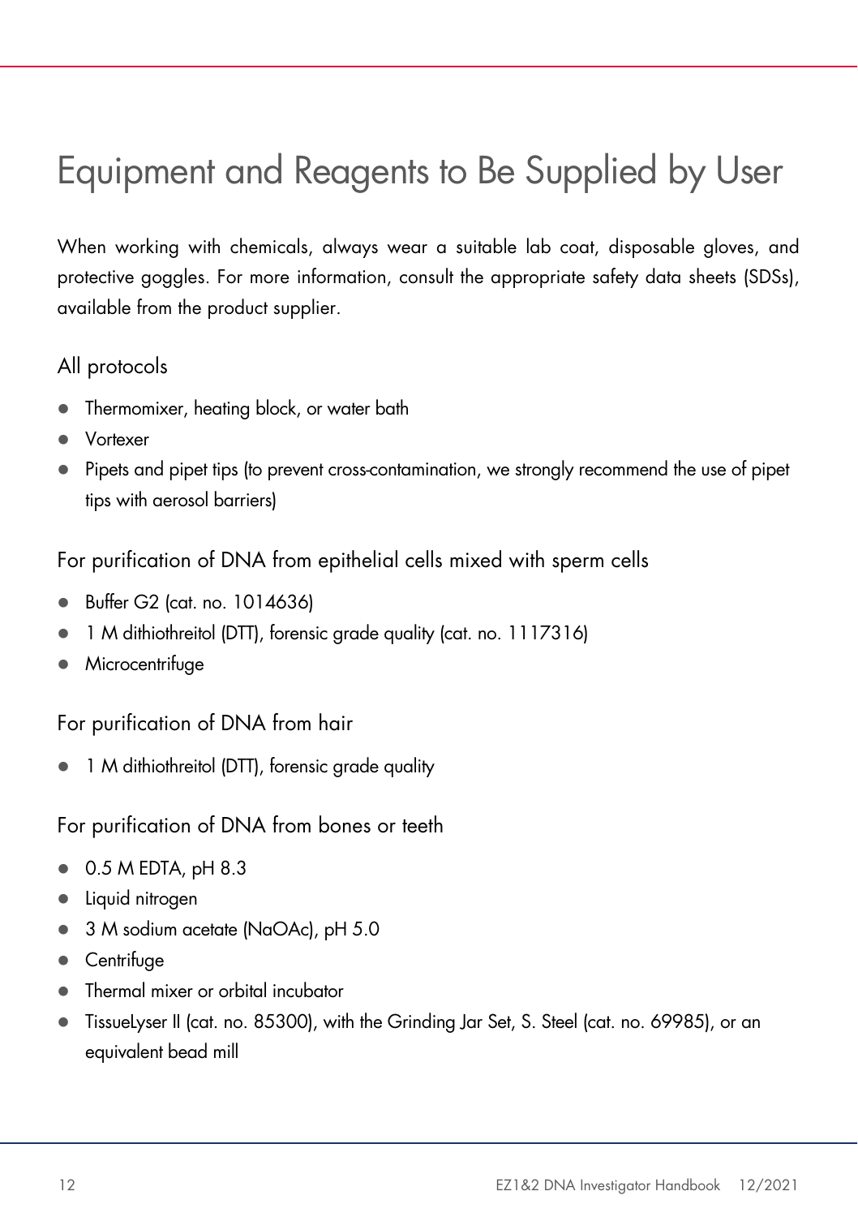# Equipment and Reagents to Be Supplied by User

When working with chemicals, always wear a suitable lab coat, disposable gloves, and protective goggles. For more information, consult the appropriate safety data sheets (SDSs), available from the product supplier.

## All protocols

- Thermomixer, heating block, or water bath
- Vortexer
- Pipets and pipet tips (to prevent cross-contamination, we strongly recommend the use of pipet tips with aerosol barriers)

## For purification of DNA from epithelial cells mixed with sperm cells

- Buffer G2 (cat. no. 1014636)
- 1 M dithiothreitol (DTT), forensic grade quality (cat. no. 1117316)
- Microcentrifuge

## For purification of DNA from hair

- 1 M dithiothreitol (DTT), forensic grade quality

## For purification of DNA from bones or teeth

- 0.5 M EDTA, pH 8.3
- Liquid nitrogen
- 3 M sodium acetate (NaOAc), pH 5.0
- Centrifuge
- Thermal mixer or orbital incubator
- TissueLyser II (cat. no. 85300), with the Grinding Jar Set, S. Steel (cat. no. 69985), or an equivalent bead mill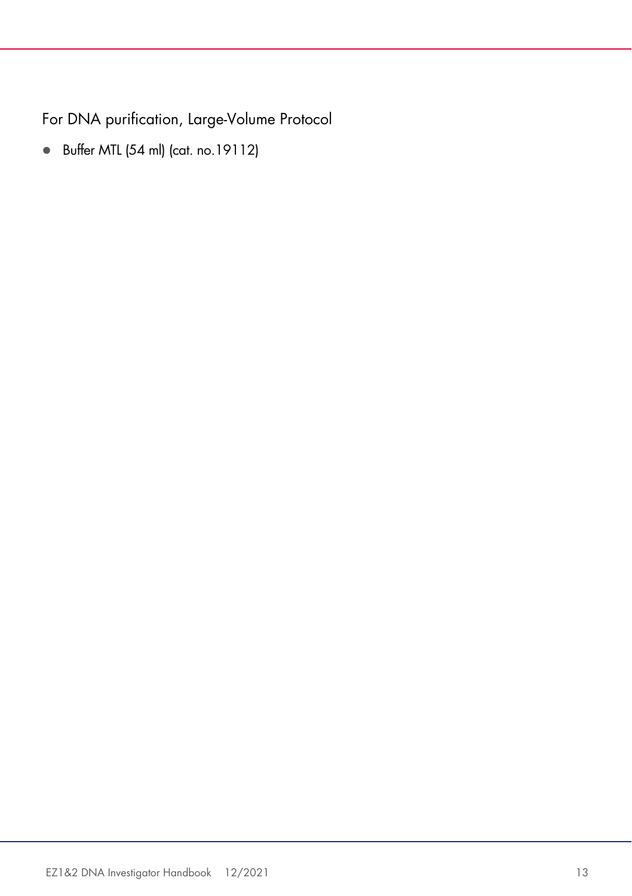For DNA purification, Large-Volume Protocol

- Buffer MTL (54 ml) (cat. no.19112)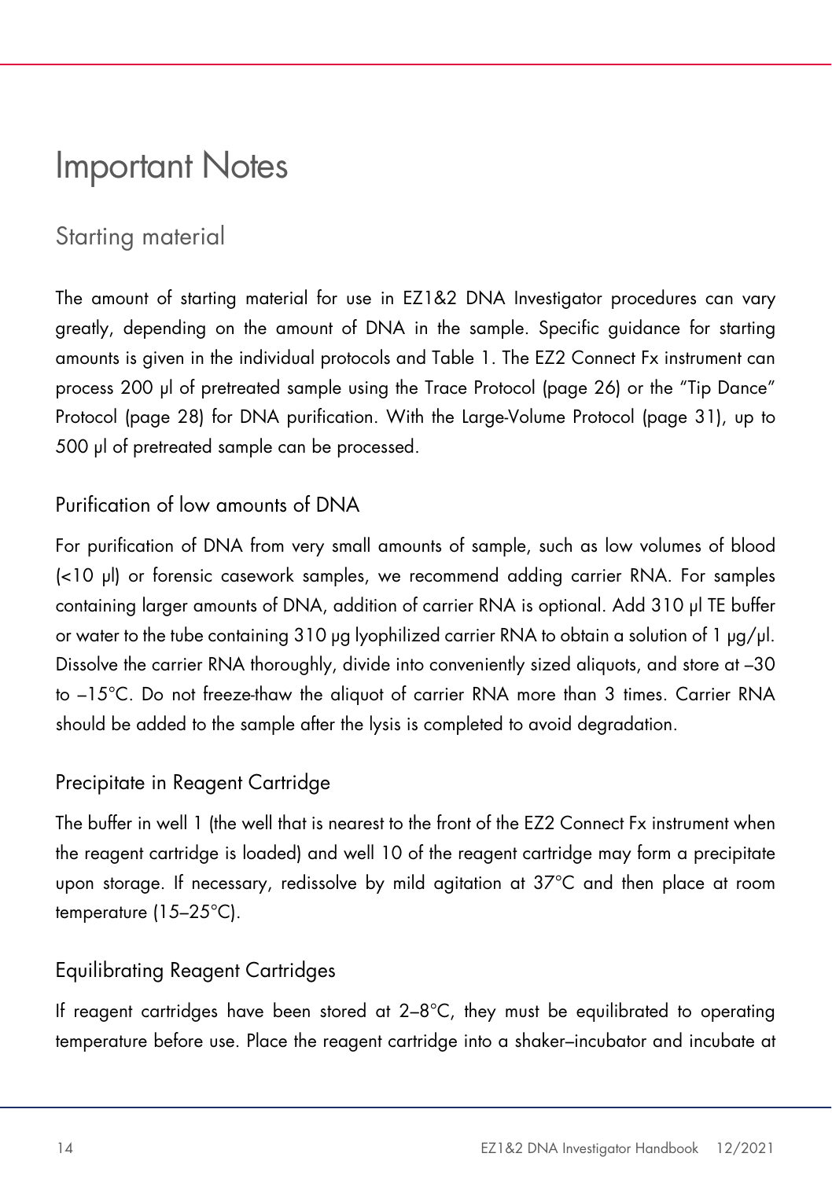# Important Notes

## Starting material

The amount of starting material for use in EZ1&2 DNA Investigator procedures can vary greatly, depending on the amount of DNA in the sample. Specific guidance for starting amounts is given in the individual protocols and Table 1. The EZ2 Connect Fx instrument can process 200 µl of pretreated sample using the Trace Protocol (page 26) or the "Tip Dance" Protocol (page 28) for DNA purification. With the Large-Volume Protocol (page 31), up to 500 µl of pretreated sample can be processed.

### Purification of low amounts of DNA

For purification of DNA from very small amounts of sample, such as low volumes of blood (<10 µl) or forensic casework samples, we recommend adding carrier RNA. For samples containing larger amounts of DNA, addition of carrier RNA is optional. Add 310 µl TE buffer or water to the tube containing 310 µg lyophilized carrier RNA to obtain a solution of 1 µg/µl. Dissolve the carrier RNA thoroughly, divide into conveniently sized aliquots, and store at –30 to –15°C. Do not freeze-thaw the aliquot of carrier RNA more than 3 times. Carrier RNA should be added to the sample after the lysis is completed to avoid degradation.

### Precipitate in Reagent Cartridge

The buffer in well 1 (the well that is nearest to the front of the EZ2 Connect Fx instrument when the reagent cartridge is loaded) and well 10 of the reagent cartridge may form a precipitate upon storage. If necessary, redissolve by mild agitation at 37°C and then place at room temperature (15–25°C).

### Equilibrating Reagent Cartridges

If reagent cartridges have been stored at 2–8°C, they must be equilibrated to operating temperature before use. Place the reagent cartridge into a shaker–incubator and incubate at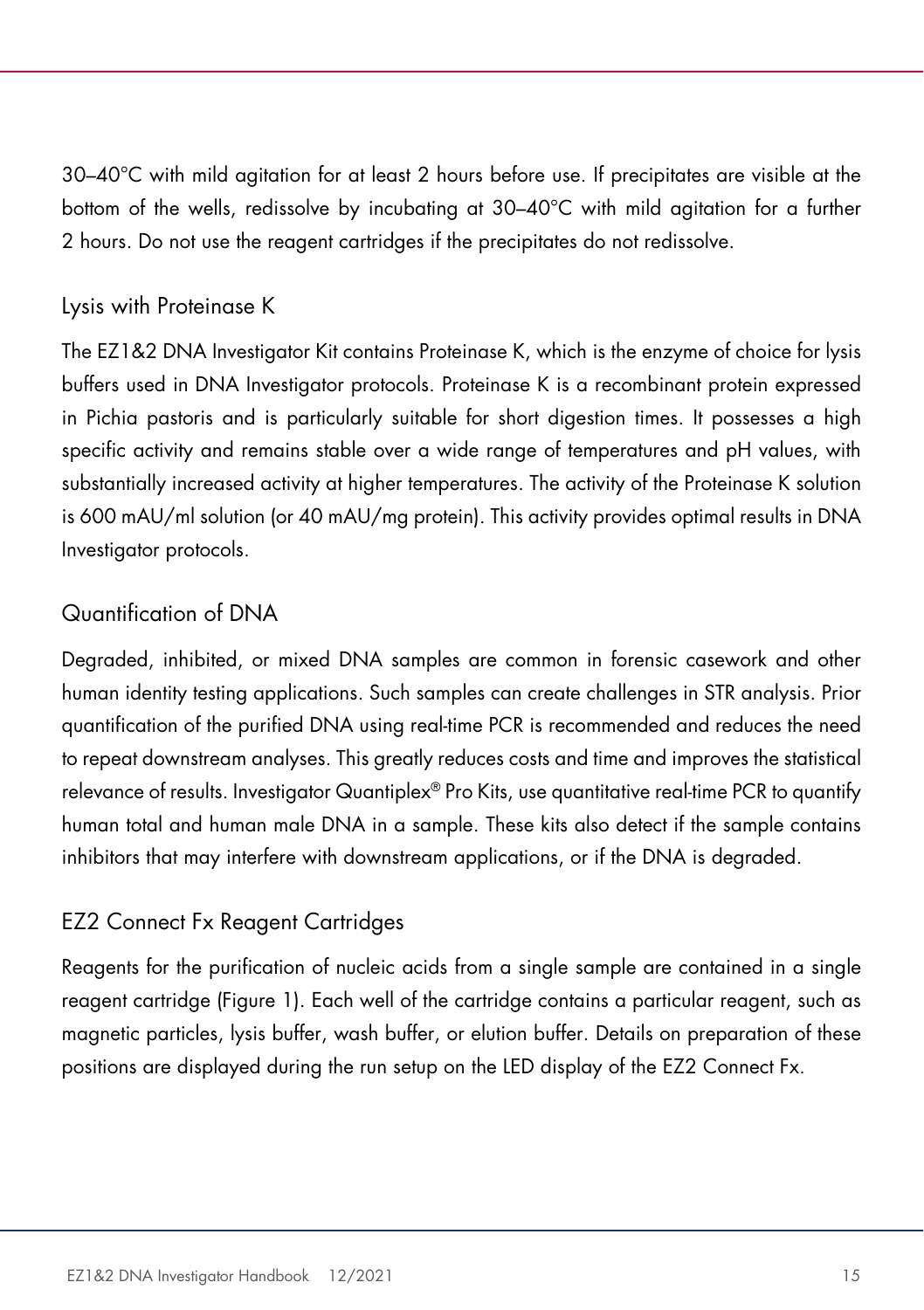30–40°C with mild agitation for at least 2 hours before use. If precipitates are visible at the bottom of the wells, redissolve by incubating at 30–40°C with mild agitation for a further 2 hours. Do not use the reagent cartridges if the precipitates do not redissolve.

### Lysis with Proteinase K

The EZ1&2 DNA Investigator Kit contains Proteinase K, which is the enzyme of choice for lysis buffers used in DNA Investigator protocols. Proteinase K is a recombinant protein expressed in Pichia pastoris and is particularly suitable for short digestion times. It possesses a high specific activity and remains stable over a wide range of temperatures and pH values, with substantially increased activity at higher temperatures. The activity of the Proteinase K solution is 600 mAU/ml solution (or 40 mAU/mg protein). This activity provides optimal results in DNA Investigator protocols.

### Quantification of DNA

Degraded, inhibited, or mixed DNA samples are common in forensic casework and other human identity testing applications. Such samples can create challenges in STR analysis. Prior quantification of the purified DNA using real-time PCR is recommended and reduces the need to repeat downstream analyses. This greatly reduces costs and time and improves the statistical relevance of results. Investigator Quantiplex® Pro Kits, use quantitative real-time PCR to quantify human total and human male DNA in a sample. These kits also detect if the sample contains inhibitors that may interfere with downstream applications, or if the DNA is degraded.

### EZ2 Connect Fx Reagent Cartridges

Reagents for the purification of nucleic acids from a single sample are contained in a single reagent cartridge (Figure 1). Each well of the cartridge contains a particular reagent, such as magnetic particles, lysis buffer, wash buffer, or elution buffer. Details on preparation of these positions are displayed during the run setup on the LED display of the EZ2 Connect Fx.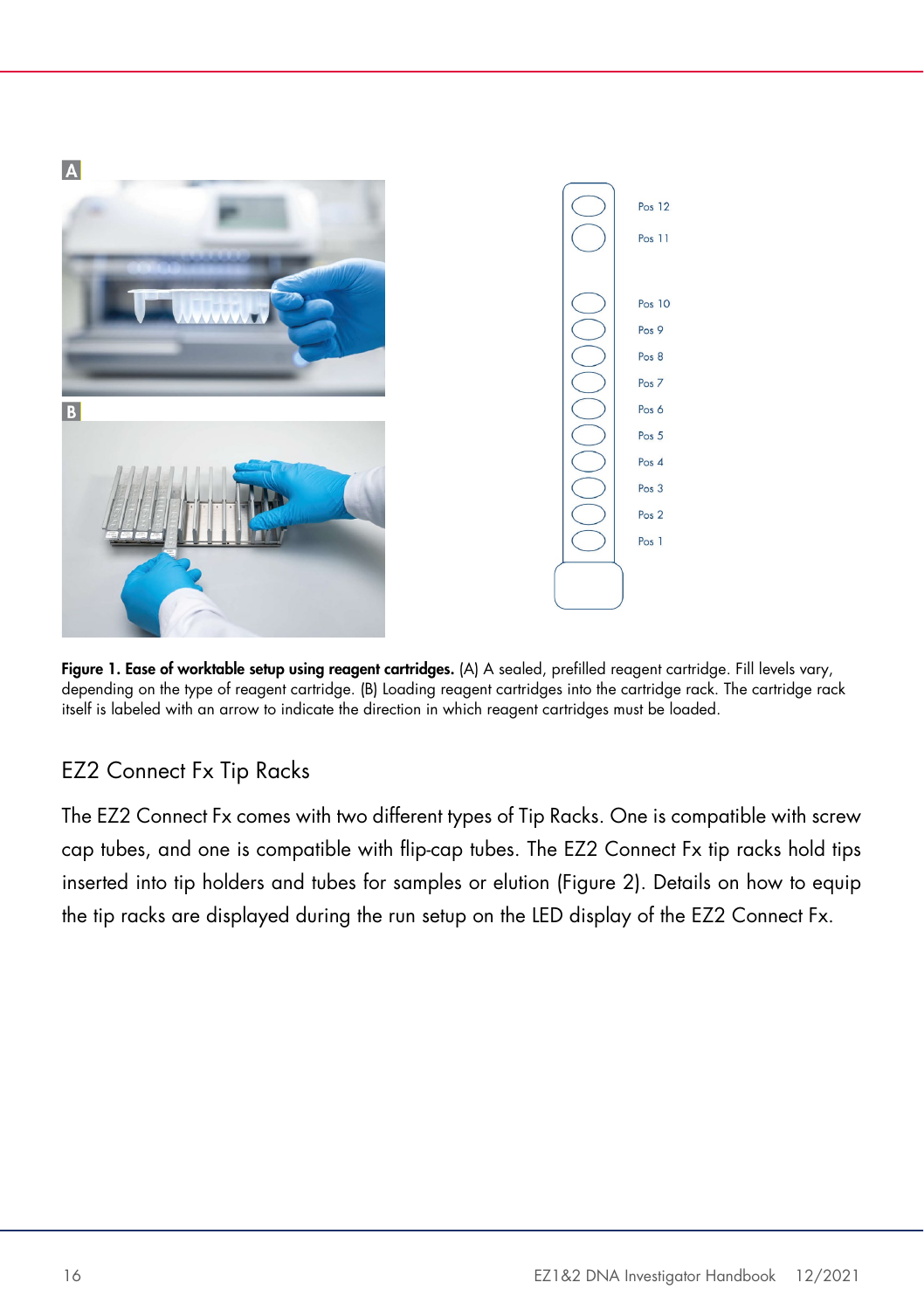A

B

| Pos 12 |
|---|
| Pos 11 |
| Pos 10 |
| Pos 9 |
| Pos 8 |
| Pos 7 |
| Pos 6 |
| Pos 5 |
| Pos 4 |
| Pos 3 |
| Pos 2 |
| Pos 1 |

**Figure 1. Ease of worktable setup using reagent cartridges.** (A) A sealed, prefilled reagent cartridge. Fill levels vary, depending on the type of reagent cartridge. (B) Loading reagent cartridges into the cartridge rack. The cartridge rack itself is labeled with an arrow to indicate the direction in which reagent cartridges must be loaded.

## EZ2 Connect Fx Tip Racks

The EZ2 Connect Fx comes with two different types of Tip Racks. One is compatible with screw cap tubes, and one is compatible with flip-cap tubes. The EZ2 Connect Fx tip racks hold tips inserted into tip holders and tubes for samples or elution (Figure 2). Details on how to equip the tip racks are displayed during the run setup on the LED display of the EZ2 Connect Fx.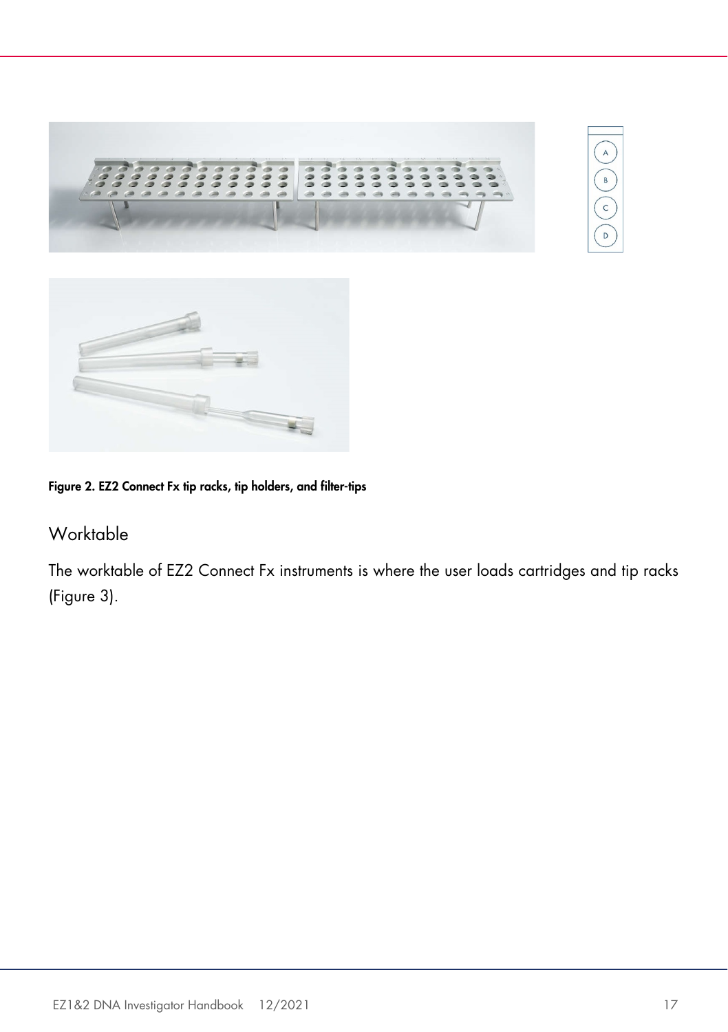Figure 2. EZ2 Connect Fx tip racks, tip holders, and filter-tips

## Worktable

The worktable of EZ2 Connect Fx instruments is where the user loads cartridges and tip racks (Figure 3).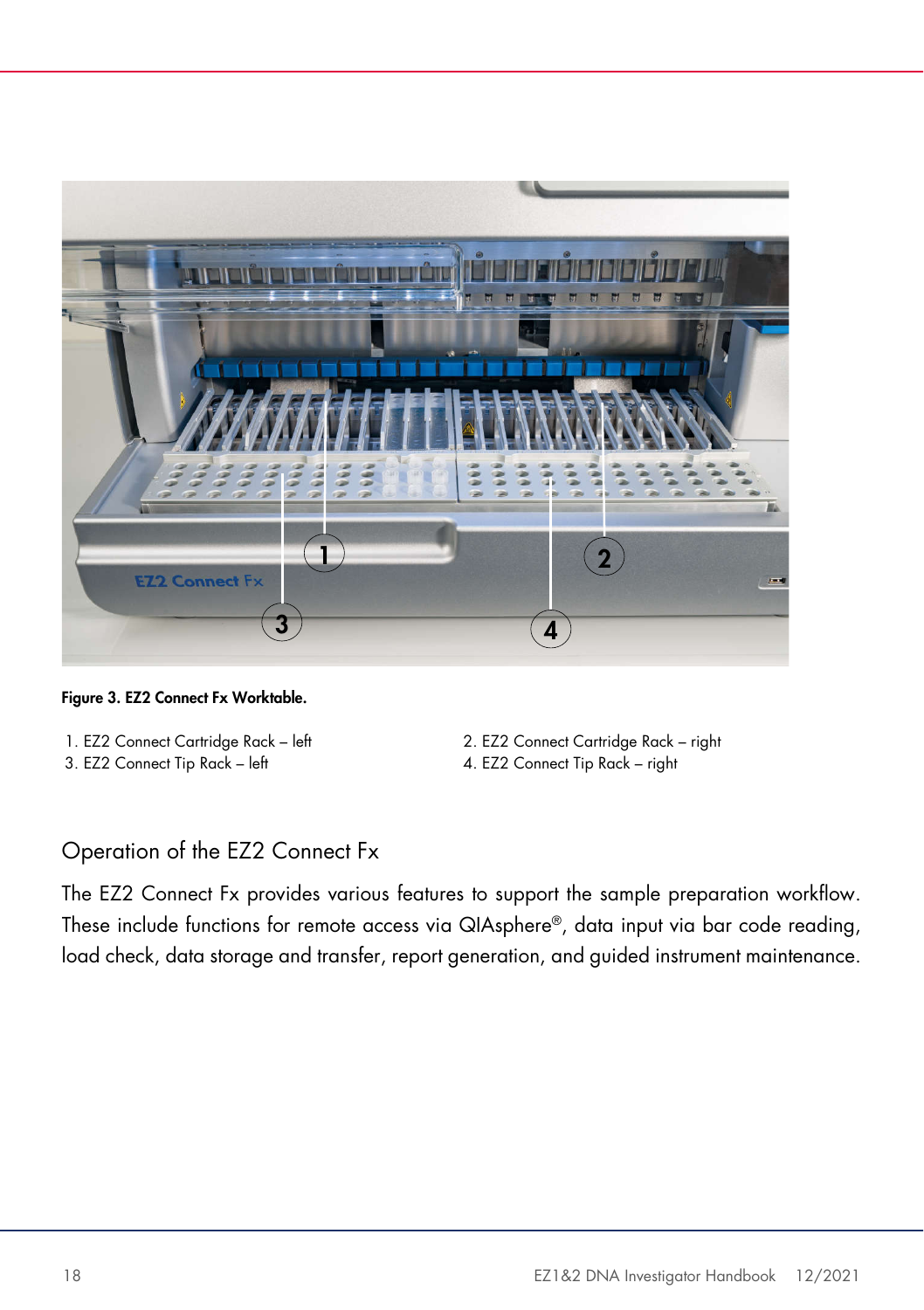**Figure 3. EZ2 Connect Fx Worktable.**

1. EZ2 Connect Cartridge Rack – left
2. EZ2 Connect Cartridge Rack – right
3. EZ2 Connect Tip Rack – left
4. EZ2 Connect Tip Rack – right

## Operation of the EZ2 Connect Fx

The EZ2 Connect Fx provides various features to support the sample preparation workflow. These include functions for remote access via QIAsphere®, data input via bar code reading, load check, data storage and transfer, report generation, and guided instrument maintenance.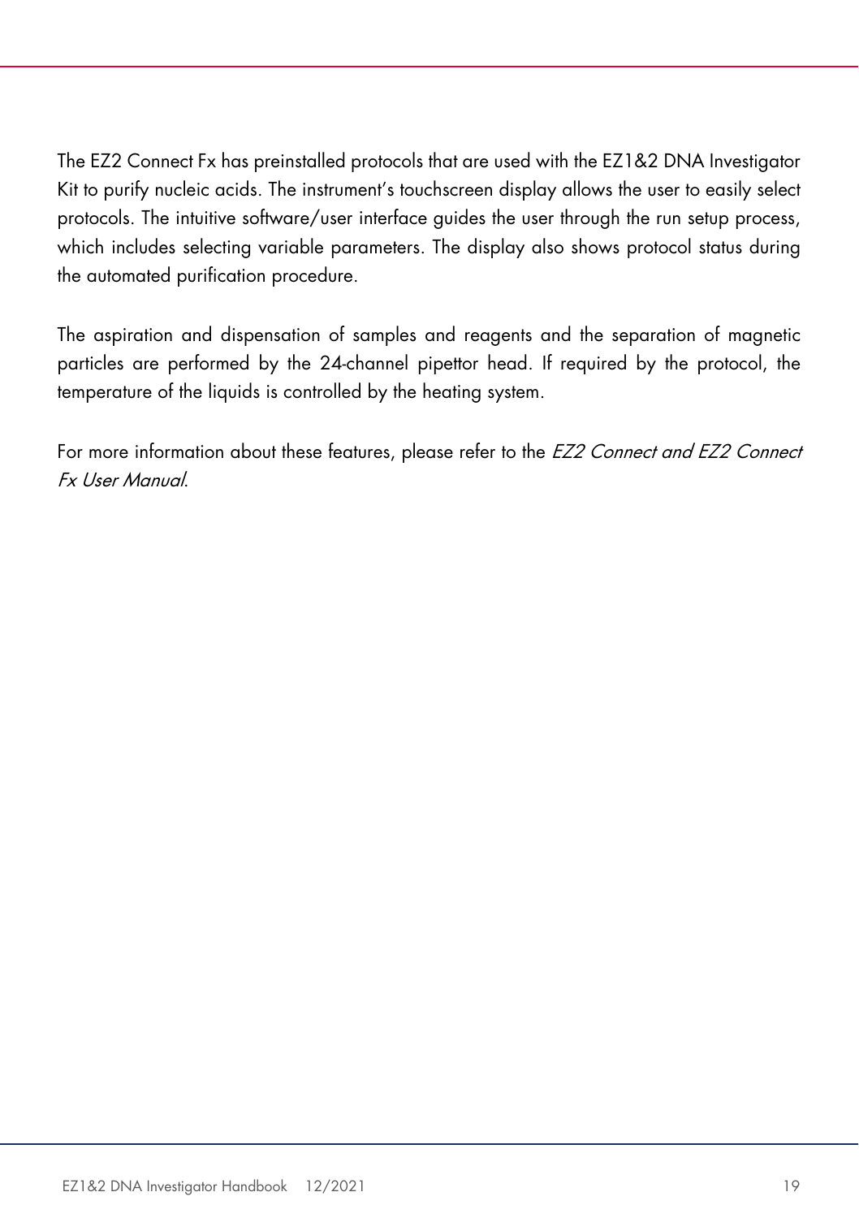The EZ2 Connect Fx has preinstalled protocols that are used with the EZ1&2 DNA Investigator Kit to purify nucleic acids. The instrument's touchscreen display allows the user to easily select protocols. The intuitive software/user interface guides the user through the run setup process, which includes selecting variable parameters. The display also shows protocol status during the automated purification procedure.

The aspiration and dispensation of samples and reagents and the separation of magnetic particles are performed by the 24-channel pipettor head. If required by the protocol, the temperature of the liquids is controlled by the heating system.

For more information about these features, please refer to the *EZ2 Connect and EZ2 Connect Fx User Manual*.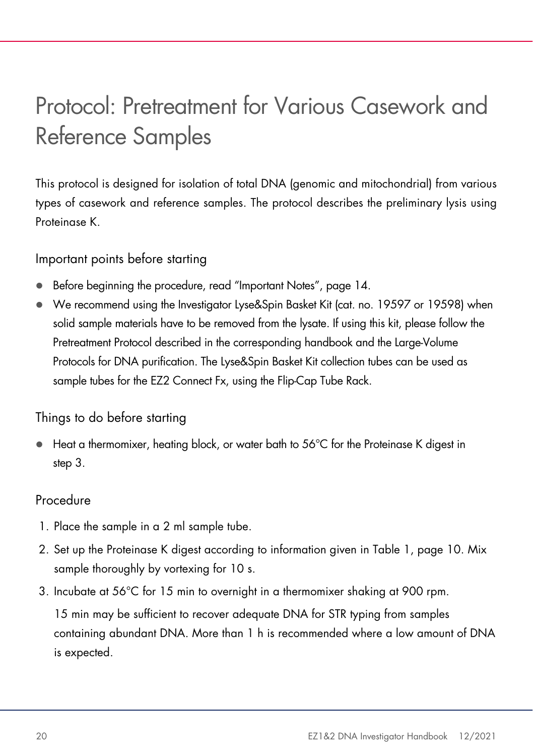# Protocol: Pretreatment for Various Casework and Reference Samples

This protocol is designed for isolation of total DNA (genomic and mitochondrial) from various types of casework and reference samples. The protocol describes the preliminary lysis using Proteinase K.

## Important points before starting

- Before beginning the procedure, read "Important Notes", page 14.
- We recommend using the Investigator Lyse&Spin Basket Kit (cat. no. 19597 or 19598) when solid sample materials have to be removed from the lysate. If using this kit, please follow the Pretreatment Protocol described in the corresponding handbook and the Large-Volume Protocols for DNA purification. The Lyse&Spin Basket Kit collection tubes can be used as sample tubes for the EZ2 Connect Fx, using the Flip-Cap Tube Rack.

## Things to do before starting

- Heat a thermomixer, heating block, or water bath to 56°C for the Proteinase K digest in step 3.

## Procedure

1. Place the sample in a 2 ml sample tube.
2. Set up the Proteinase K digest according to information given in Table 1, page 10. Mix sample thoroughly by vortexing for 10 s.
3. Incubate at 56°C for 15 min to overnight in a thermomixer shaking at 900 rpm.

   15 min may be sufficient to recover adequate DNA for STR typing from samples containing abundant DNA. More than 1 h is recommended where a low amount of DNA is expected.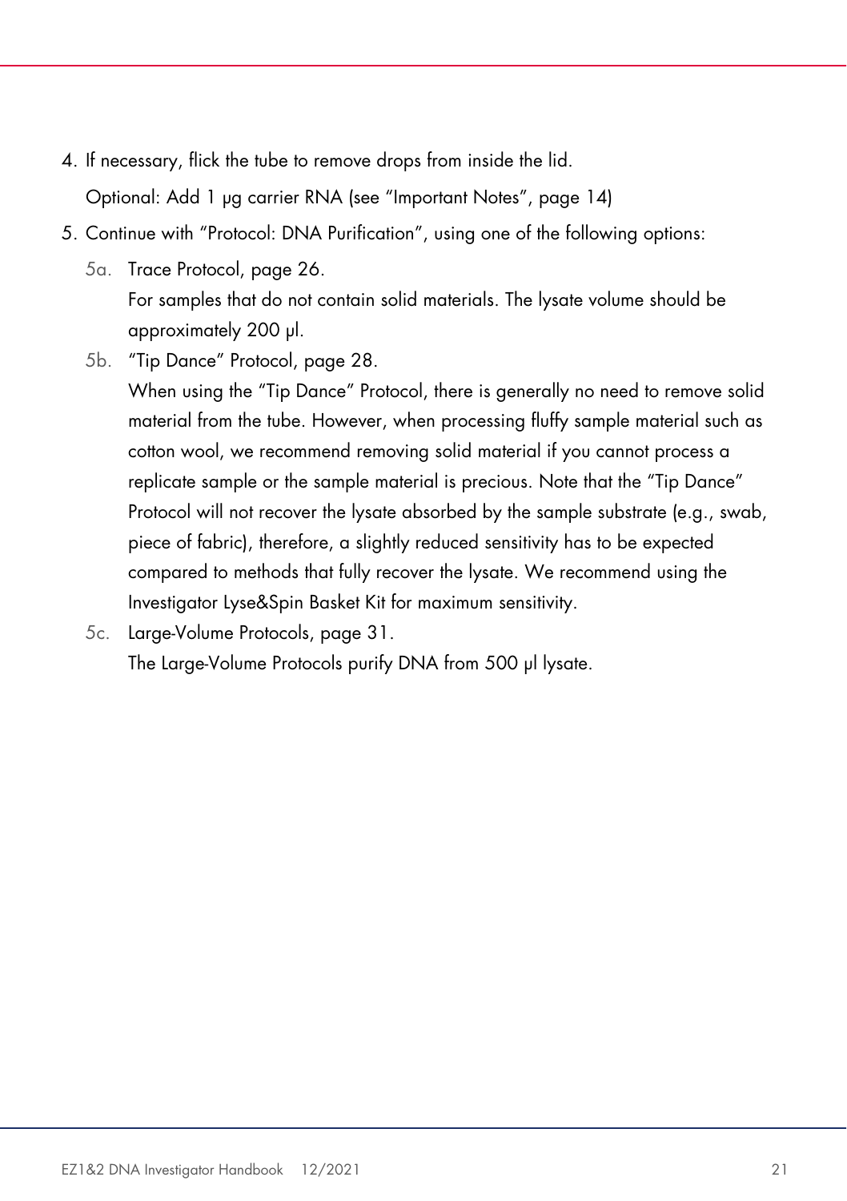4. If necessary, flick the tube to remove drops from inside the lid.

   Optional: Add 1 µg carrier RNA (see "Important Notes", page 14)

5. Continue with "Protocol: DNA Purification", using one of the following options:

   5a. Trace Protocol, page 26.
   For samples that do not contain solid materials. The lysate volume should be approximately 200 µl.

   5b. "Tip Dance" Protocol, page 28.
   When using the "Tip Dance" Protocol, there is generally no need to remove solid material from the tube. However, when processing fluffy sample material such as cotton wool, we recommend removing solid material if you cannot process a replicate sample or the sample material is precious. Note that the "Tip Dance" Protocol will not recover the lysate absorbed by the sample substrate (e.g., swab, piece of fabric), therefore, a slightly reduced sensitivity has to be expected compared to methods that fully recover the lysate. We recommend using the Investigator Lyse&Spin Basket Kit for maximum sensitivity.

   5c. Large-Volume Protocols, page 31.
   The Large-Volume Protocols purify DNA from 500 µl lysate.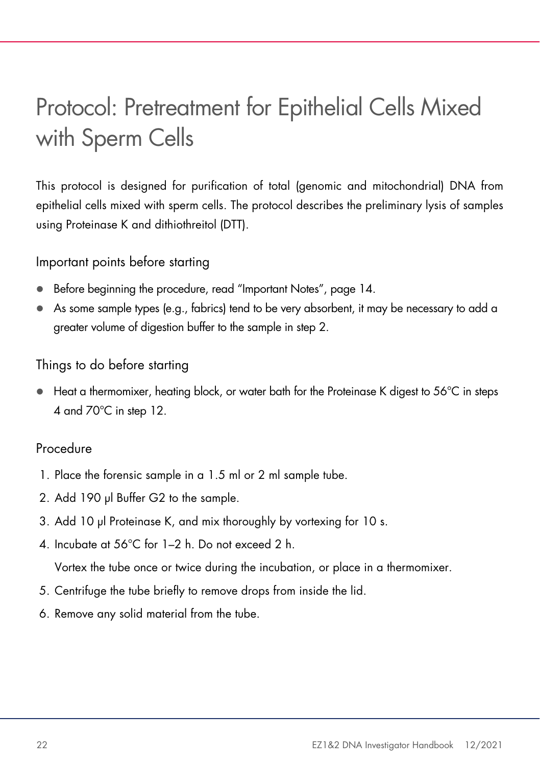# Protocol: Pretreatment for Epithelial Cells Mixed with Sperm Cells

This protocol is designed for purification of total (genomic and mitochondrial) DNA from epithelial cells mixed with sperm cells. The protocol describes the preliminary lysis of samples using Proteinase K and dithiothreitol (DTT).

## Important points before starting

- Before beginning the procedure, read "Important Notes", page 14.
- As some sample types (e.g., fabrics) tend to be very absorbent, it may be necessary to add a greater volume of digestion buffer to the sample in step 2.

## Things to do before starting

- Heat a thermomixer, heating block, or water bath for the Proteinase K digest to 56°C in steps 4 and 70°C in step 12.

## Procedure

1. Place the forensic sample in a 1.5 ml or 2 ml sample tube.
2. Add 190 µl Buffer G2 to the sample.
3. Add 10 µl Proteinase K, and mix thoroughly by vortexing for 10 s.
4. Incubate at 56°C for 1–2 h. Do not exceed 2 h.

   Vortex the tube once or twice during the incubation, or place in a thermomixer.
5. Centrifuge the tube briefly to remove drops from inside the lid.
6. Remove any solid material from the tube.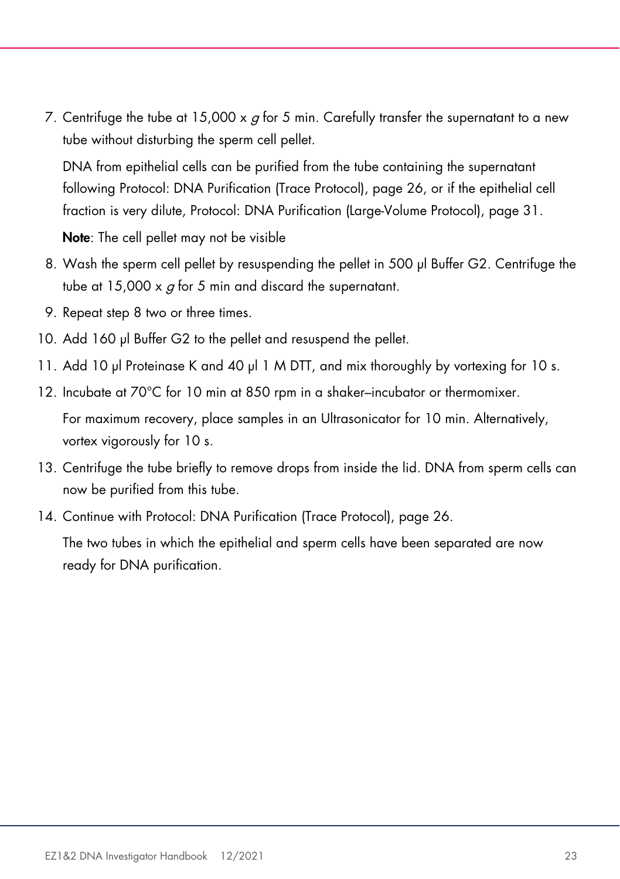7. Centrifuge the tube at 15,000 x *g* for 5 min. Carefully transfer the supernatant to a new tube without disturbing the sperm cell pellet.

   DNA from epithelial cells can be purified from the tube containing the supernatant following Protocol: DNA Purification (Trace Protocol), page 26, or if the epithelial cell fraction is very dilute, Protocol: DNA Purification (Large-Volume Protocol), page 31.

   **Note**: The cell pellet may not be visible

8. Wash the sperm cell pellet by resuspending the pellet in 500 µl Buffer G2. Centrifuge the tube at 15,000 x *g* for 5 min and discard the supernatant.
9. Repeat step 8 two or three times.
10. Add 160 µl Buffer G2 to the pellet and resuspend the pellet.
11. Add 10 µl Proteinase K and 40 µl 1 M DTT, and mix thoroughly by vortexing for 10 s.
12. Incubate at 70°C for 10 min at 850 rpm in a shaker–incubator or thermomixer.

    For maximum recovery, place samples in an Ultrasonicator for 10 min. Alternatively, vortex vigorously for 10 s.

13. Centrifuge the tube briefly to remove drops from inside the lid. DNA from sperm cells can now be purified from this tube.
14. Continue with Protocol: DNA Purification (Trace Protocol), page 26.

    The two tubes in which the epithelial and sperm cells have been separated are now ready for DNA purification.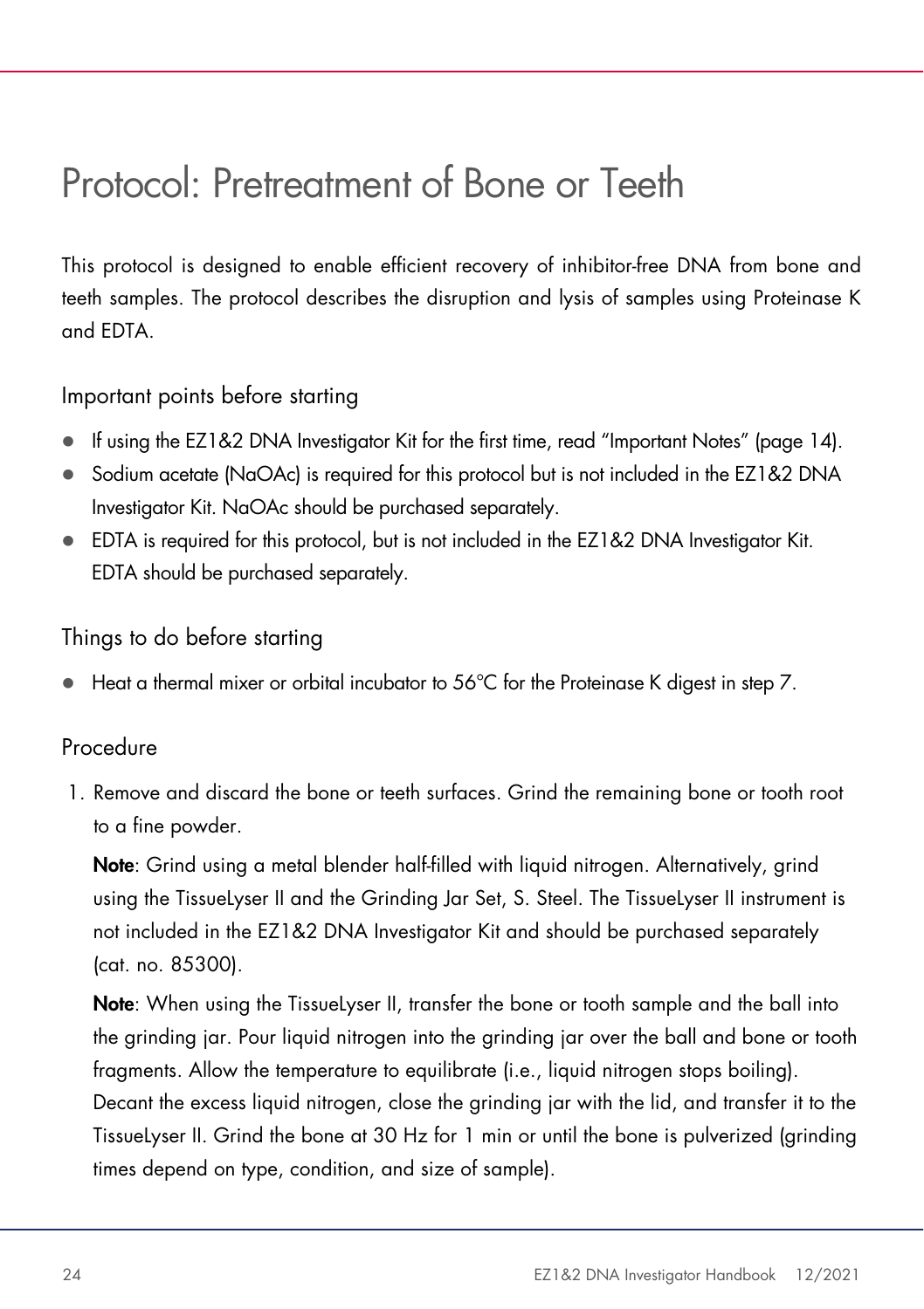# Protocol: Pretreatment of Bone or Teeth

This protocol is designed to enable efficient recovery of inhibitor-free DNA from bone and teeth samples. The protocol describes the disruption and lysis of samples using Proteinase K and EDTA.

## Important points before starting

- If using the EZ1&2 DNA Investigator Kit for the first time, read "Important Notes" (page 14).
- Sodium acetate (NaOAc) is required for this protocol but is not included in the EZ1&2 DNA Investigator Kit. NaOAc should be purchased separately.
- EDTA is required for this protocol, but is not included in the EZ1&2 DNA Investigator Kit. EDTA should be purchased separately.

## Things to do before starting

- Heat a thermal mixer or orbital incubator to 56°C for the Proteinase K digest in step 7.

## Procedure

1. Remove and discard the bone or teeth surfaces. Grind the remaining bone or tooth root to a fine powder.

   **Note**: Grind using a metal blender half-filled with liquid nitrogen. Alternatively, grind using the TissueLyser II and the Grinding Jar Set, S. Steel. The TissueLyser II instrument is not included in the EZ1&2 DNA Investigator Kit and should be purchased separately (cat. no. 85300).

   **Note**: When using the TissueLyser II, transfer the bone or tooth sample and the ball into the grinding jar. Pour liquid nitrogen into the grinding jar over the ball and bone or tooth fragments. Allow the temperature to equilibrate (i.e., liquid nitrogen stops boiling). Decant the excess liquid nitrogen, close the grinding jar with the lid, and transfer it to the TissueLyser II. Grind the bone at 30 Hz for 1 min or until the bone is pulverized (grinding times depend on type, condition, and size of sample).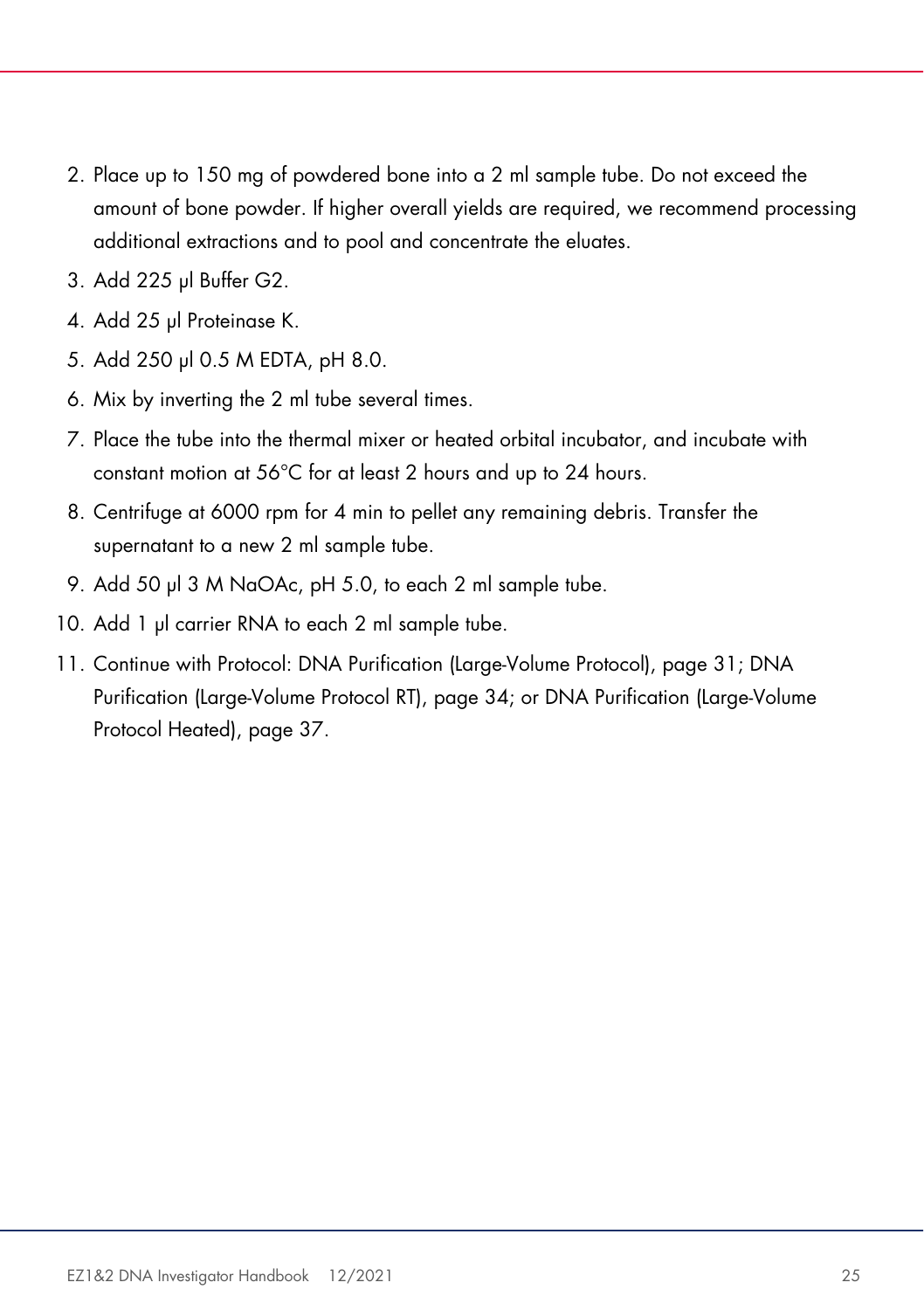2. Place up to 150 mg of powdered bone into a 2 ml sample tube. Do not exceed the amount of bone powder. If higher overall yields are required, we recommend processing additional extractions and to pool and concentrate the eluates.
3. Add 225 µl Buffer G2.
4. Add 25 µl Proteinase K.
5. Add 250 µl 0.5 M EDTA, pH 8.0.
6. Mix by inverting the 2 ml tube several times.
7. Place the tube into the thermal mixer or heated orbital incubator, and incubate with constant motion at 56°C for at least 2 hours and up to 24 hours.
8. Centrifuge at 6000 rpm for 4 min to pellet any remaining debris. Transfer the supernatant to a new 2 ml sample tube.
9. Add 50 µl 3 M NaOAc, pH 5.0, to each 2 ml sample tube.
10. Add 1 µl carrier RNA to each 2 ml sample tube.
11. Continue with Protocol: DNA Purification (Large-Volume Protocol), page 31; DNA Purification (Large-Volume Protocol RT), page 34; or DNA Purification (Large-Volume Protocol Heated), page 37.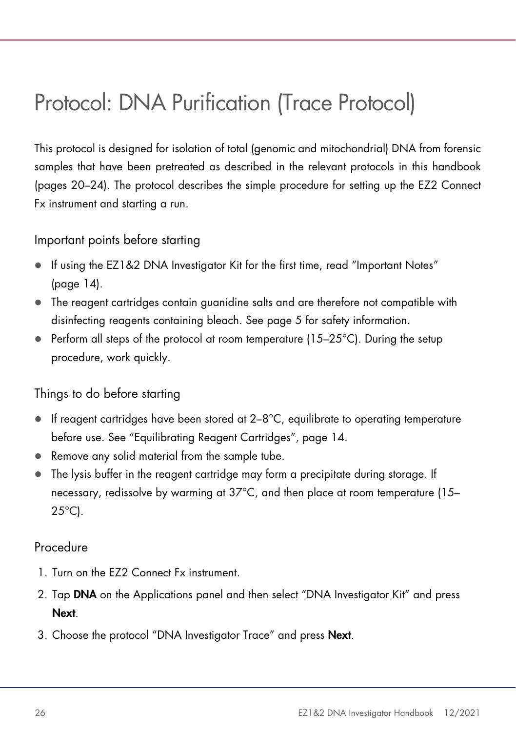# Protocol: DNA Purification (Trace Protocol)

This protocol is designed for isolation of total (genomic and mitochondrial) DNA from forensic samples that have been pretreated as described in the relevant protocols in this handbook (pages 20–24). The protocol describes the simple procedure for setting up the EZ2 Connect Fx instrument and starting a run.

## Important points before starting

- If using the EZ1&2 DNA Investigator Kit for the first time, read "Important Notes" (page 14).
- The reagent cartridges contain guanidine salts and are therefore not compatible with disinfecting reagents containing bleach. See page 5 for safety information.
- Perform all steps of the protocol at room temperature (15–25°C). During the setup procedure, work quickly.

## Things to do before starting

- If reagent cartridges have been stored at 2–8°C, equilibrate to operating temperature before use. See "Equilibrating Reagent Cartridges", page 14.
- Remove any solid material from the sample tube.
- The lysis buffer in the reagent cartridge may form a precipitate during storage. If necessary, redissolve by warming at 37°C, and then place at room temperature (15–25°C).

## Procedure

1. Turn on the EZ2 Connect Fx instrument.
2. Tap **DNA** on the Applications panel and then select "DNA Investigator Kit" and press **Next**.
3. Choose the protocol "DNA Investigator Trace" and press **Next**.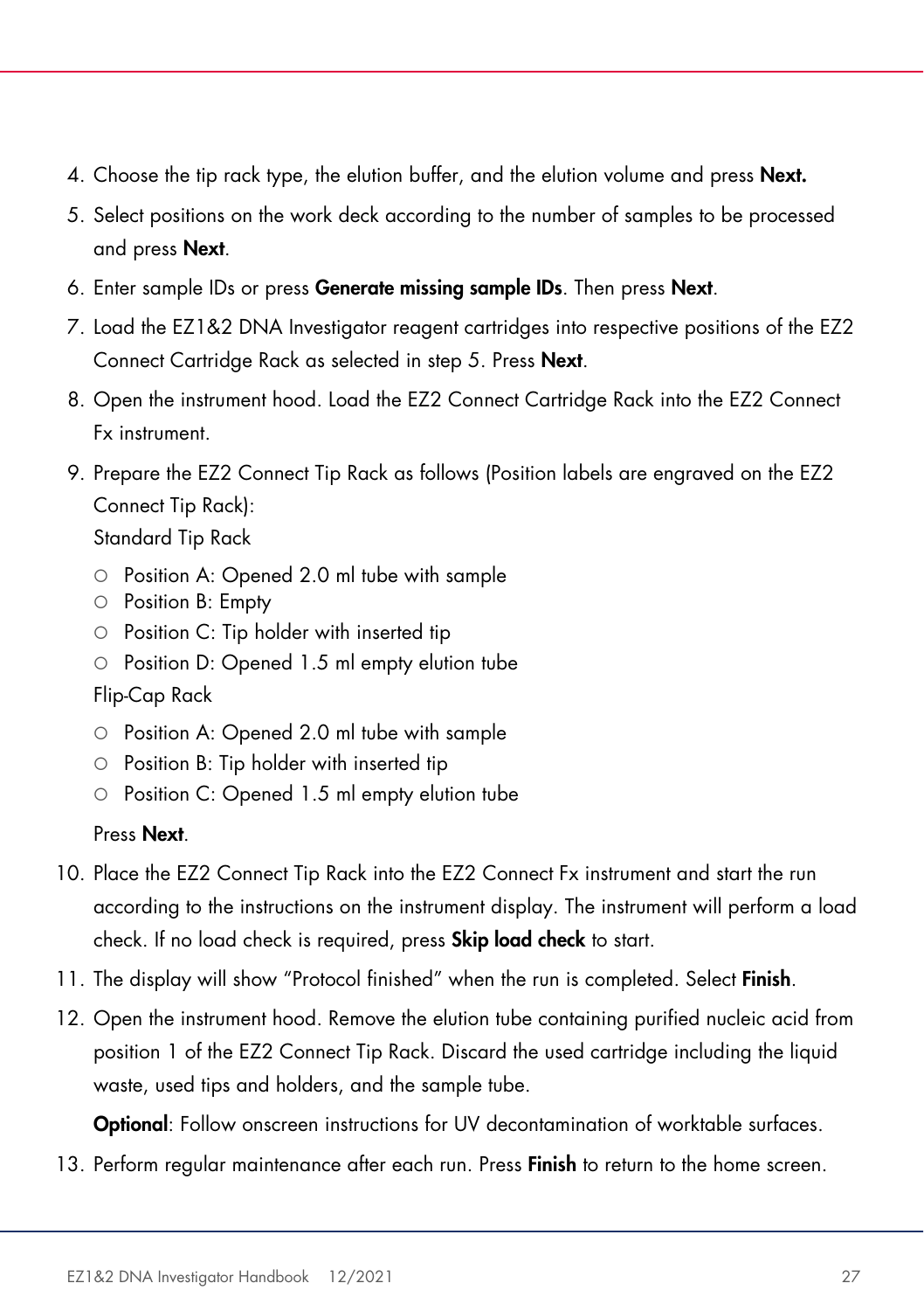4. Choose the tip rack type, the elution buffer, and the elution volume and press **Next.**
5. Select positions on the work deck according to the number of samples to be processed and press **Next**.
6. Enter sample IDs or press **Generate missing sample IDs**. Then press **Next**.
7. Load the EZ1&2 DNA Investigator reagent cartridges into respective positions of the EZ2 Connect Cartridge Rack as selected in step 5. Press **Next**.
8. Open the instrument hood. Load the EZ2 Connect Cartridge Rack into the EZ2 Connect Fx instrument.
9. Prepare the EZ2 Connect Tip Rack as follows (Position labels are engraved on the EZ2 Connect Tip Rack):

   Standard Tip Rack

   - Position A: Opened 2.0 ml tube with sample
   - Position B: Empty
   - Position C: Tip holder with inserted tip
   - Position D: Opened 1.5 ml empty elution tube

   Flip-Cap Rack

   - Position A: Opened 2.0 ml tube with sample
   - Position B: Tip holder with inserted tip
   - Position C: Opened 1.5 ml empty elution tube

   Press **Next**.
10. Place the EZ2 Connect Tip Rack into the EZ2 Connect Fx instrument and start the run according to the instructions on the instrument display. The instrument will perform a load check. If no load check is required, press **Skip load check** to start.
11. The display will show "Protocol finished" when the run is completed. Select **Finish**.
12. Open the instrument hood. Remove the elution tube containing purified nucleic acid from position 1 of the EZ2 Connect Tip Rack. Discard the used cartridge including the liquid waste, used tips and holders, and the sample tube.

    **Optional**: Follow onscreen instructions for UV decontamination of worktable surfaces.
13. Perform regular maintenance after each run. Press **Finish** to return to the home screen.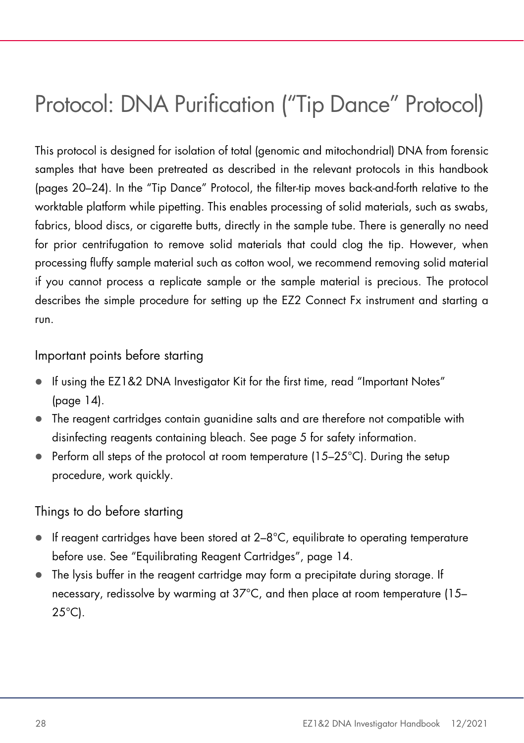# Protocol: DNA Purification ("Tip Dance" Protocol)

This protocol is designed for isolation of total (genomic and mitochondrial) DNA from forensic samples that have been pretreated as described in the relevant protocols in this handbook (pages 20–24). In the "Tip Dance" Protocol, the filter-tip moves back-and-forth relative to the worktable platform while pipetting. This enables processing of solid materials, such as swabs, fabrics, blood discs, or cigarette butts, directly in the sample tube. There is generally no need for prior centrifugation to remove solid materials that could clog the tip. However, when processing fluffy sample material such as cotton wool, we recommend removing solid material if you cannot process a replicate sample or the sample material is precious. The protocol describes the simple procedure for setting up the EZ2 Connect Fx instrument and starting a run.

## Important points before starting

- If using the EZ1&2 DNA Investigator Kit for the first time, read "Important Notes" (page 14).
- The reagent cartridges contain guanidine salts and are therefore not compatible with disinfecting reagents containing bleach. See page 5 for safety information.
- Perform all steps of the protocol at room temperature (15–25°C). During the setup procedure, work quickly.

## Things to do before starting

- If reagent cartridges have been stored at 2–8°C, equilibrate to operating temperature before use. See "Equilibrating Reagent Cartridges", page 14.
- The lysis buffer in the reagent cartridge may form a precipitate during storage. If necessary, redissolve by warming at 37°C, and then place at room temperature (15–25°C).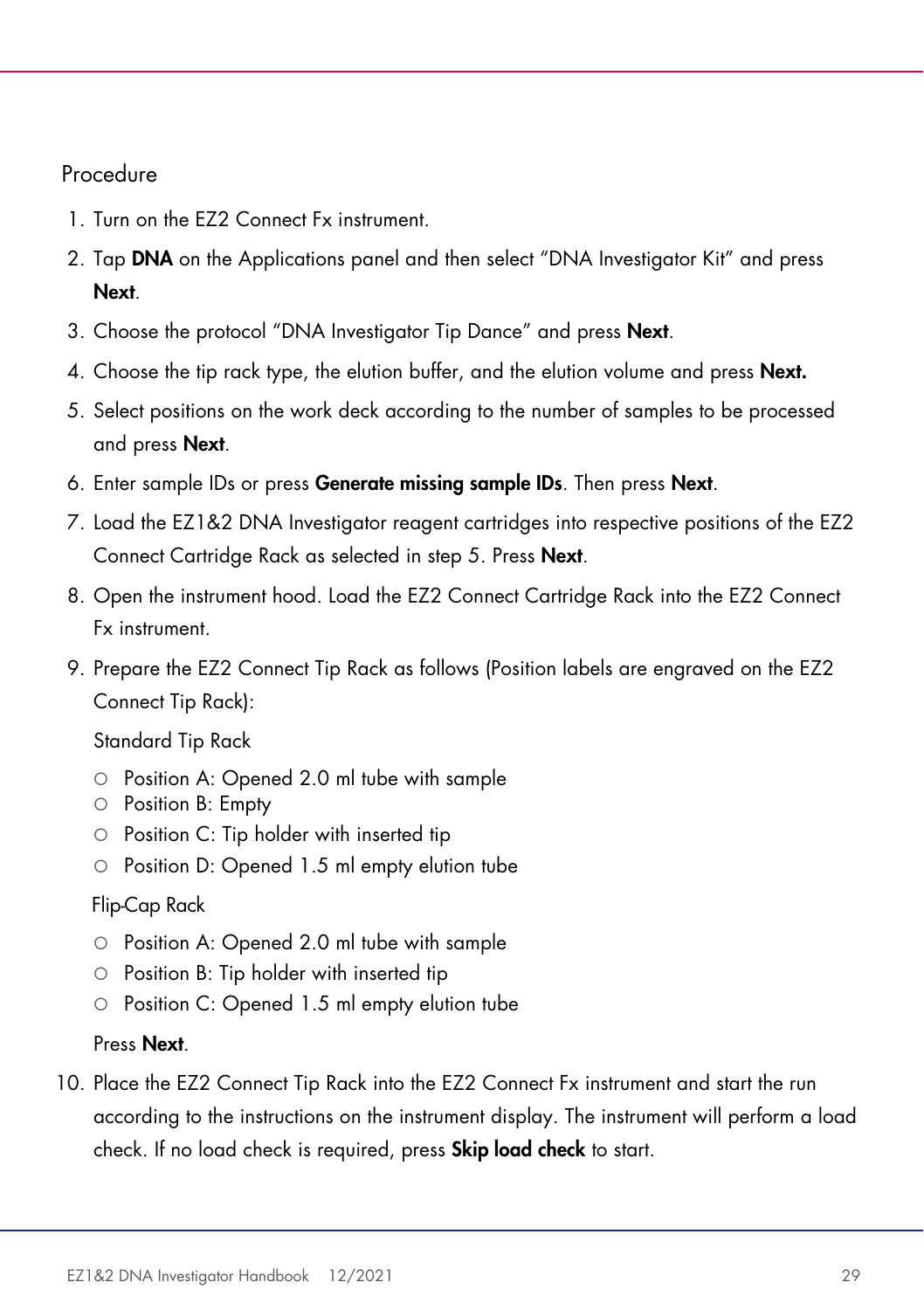## Procedure

1. Turn on the EZ2 Connect Fx instrument.
2. Tap **DNA** on the Applications panel and then select "DNA Investigator Kit" and press **Next**.
3. Choose the protocol "DNA Investigator Tip Dance" and press **Next**.
4. Choose the tip rack type, the elution buffer, and the elution volume and press **Next.**
5. Select positions on the work deck according to the number of samples to be processed and press **Next**.
6. Enter sample IDs or press **Generate missing sample IDs**. Then press **Next**.
7. Load the EZ1&2 DNA Investigator reagent cartridges into respective positions of the EZ2 Connect Cartridge Rack as selected in step 5. Press **Next**.
8. Open the instrument hood. Load the EZ2 Connect Cartridge Rack into the EZ2 Connect Fx instrument.
9. Prepare the EZ2 Connect Tip Rack as follows (Position labels are engraved on the EZ2 Connect Tip Rack):

   Standard Tip Rack

   - Position A: Opened 2.0 ml tube with sample
   - Position B: Empty
   - Position C: Tip holder with inserted tip
   - Position D: Opened 1.5 ml empty elution tube

   Flip-Cap Rack

   - Position A: Opened 2.0 ml tube with sample
   - Position B: Tip holder with inserted tip
   - Position C: Opened 1.5 ml empty elution tube

   Press **Next**.
10. Place the EZ2 Connect Tip Rack into the EZ2 Connect Fx instrument and start the run according to the instructions on the instrument display. The instrument will perform a load check. If no load check is required, press **Skip load check** to start.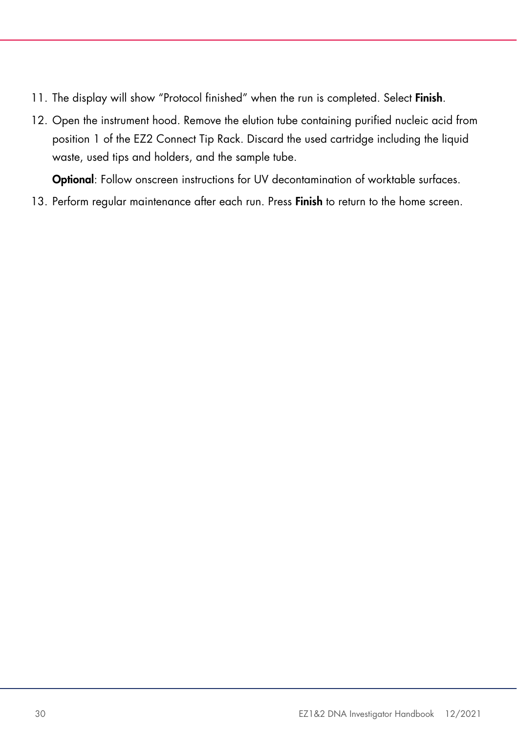11. The display will show "Protocol finished" when the run is completed. Select **Finish**.
12. Open the instrument hood. Remove the elution tube containing purified nucleic acid from position 1 of the EZ2 Connect Tip Rack. Discard the used cartridge including the liquid waste, used tips and holders, and the sample tube.

    **Optional**: Follow onscreen instructions for UV decontamination of worktable surfaces.
13. Perform regular maintenance after each run. Press **Finish** to return to the home screen.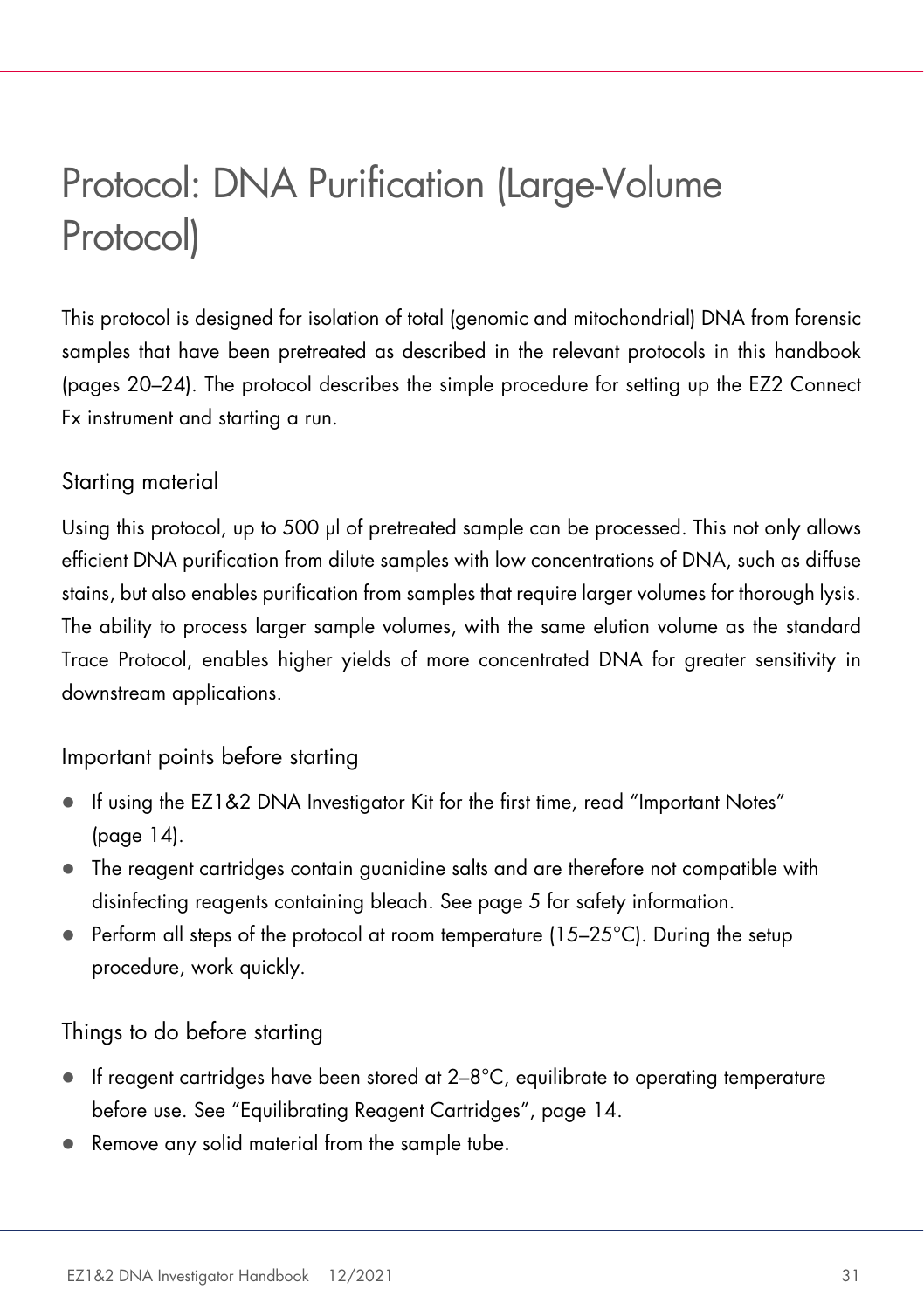# Protocol: DNA Purification (Large-Volume Protocol)

This protocol is designed for isolation of total (genomic and mitochondrial) DNA from forensic samples that have been pretreated as described in the relevant protocols in this handbook (pages 20–24). The protocol describes the simple procedure for setting up the EZ2 Connect Fx instrument and starting a run.

## Starting material

Using this protocol, up to 500 µl of pretreated sample can be processed. This not only allows efficient DNA purification from dilute samples with low concentrations of DNA, such as diffuse stains, but also enables purification from samples that require larger volumes for thorough lysis. The ability to process larger sample volumes, with the same elution volume as the standard Trace Protocol, enables higher yields of more concentrated DNA for greater sensitivity in downstream applications.

## Important points before starting

- If using the EZ1&2 DNA Investigator Kit for the first time, read "Important Notes" (page 14).
- The reagent cartridges contain guanidine salts and are therefore not compatible with disinfecting reagents containing bleach. See page 5 for safety information.
- Perform all steps of the protocol at room temperature (15–25°C). During the setup procedure, work quickly.

## Things to do before starting

- If reagent cartridges have been stored at 2–8°C, equilibrate to operating temperature before use. See "Equilibrating Reagent Cartridges", page 14.
- Remove any solid material from the sample tube.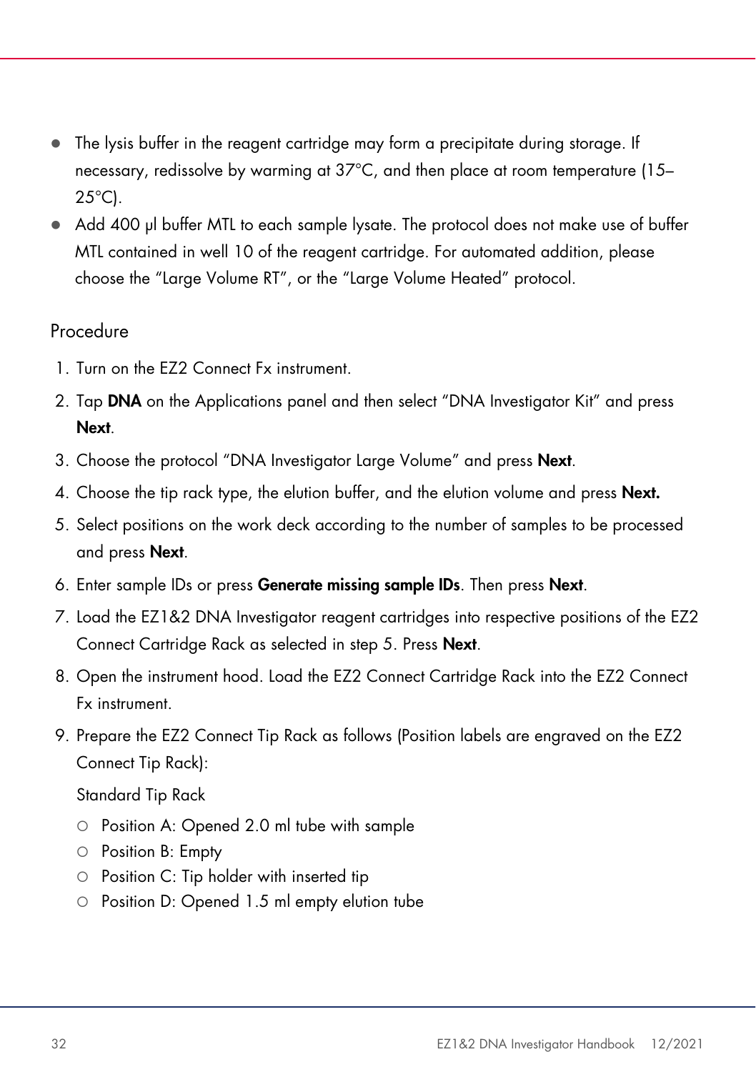- The lysis buffer in the reagent cartridge may form a precipitate during storage. If necessary, redissolve by warming at 37°C, and then place at room temperature (15–25°C).
- Add 400 µl buffer MTL to each sample lysate. The protocol does not make use of buffer MTL contained in well 10 of the reagent cartridge. For automated addition, please choose the "Large Volume RT", or the "Large Volume Heated" protocol.

## Procedure

1. Turn on the EZ2 Connect Fx instrument.
2. Tap **DNA** on the Applications panel and then select "DNA Investigator Kit" and press **Next**.
3. Choose the protocol "DNA Investigator Large Volume" and press **Next**.
4. Choose the tip rack type, the elution buffer, and the elution volume and press **Next.**
5. Select positions on the work deck according to the number of samples to be processed and press **Next**.
6. Enter sample IDs or press **Generate missing sample IDs**. Then press **Next**.
7. Load the EZ1&2 DNA Investigator reagent cartridges into respective positions of the EZ2 Connect Cartridge Rack as selected in step 5. Press **Next**.
8. Open the instrument hood. Load the EZ2 Connect Cartridge Rack into the EZ2 Connect Fx instrument.
9. Prepare the EZ2 Connect Tip Rack as follows (Position labels are engraved on the EZ2 Connect Tip Rack):

   Standard Tip Rack

   - Position A: Opened 2.0 ml tube with sample
   - Position B: Empty
   - Position C: Tip holder with inserted tip
   - Position D: Opened 1.5 ml empty elution tube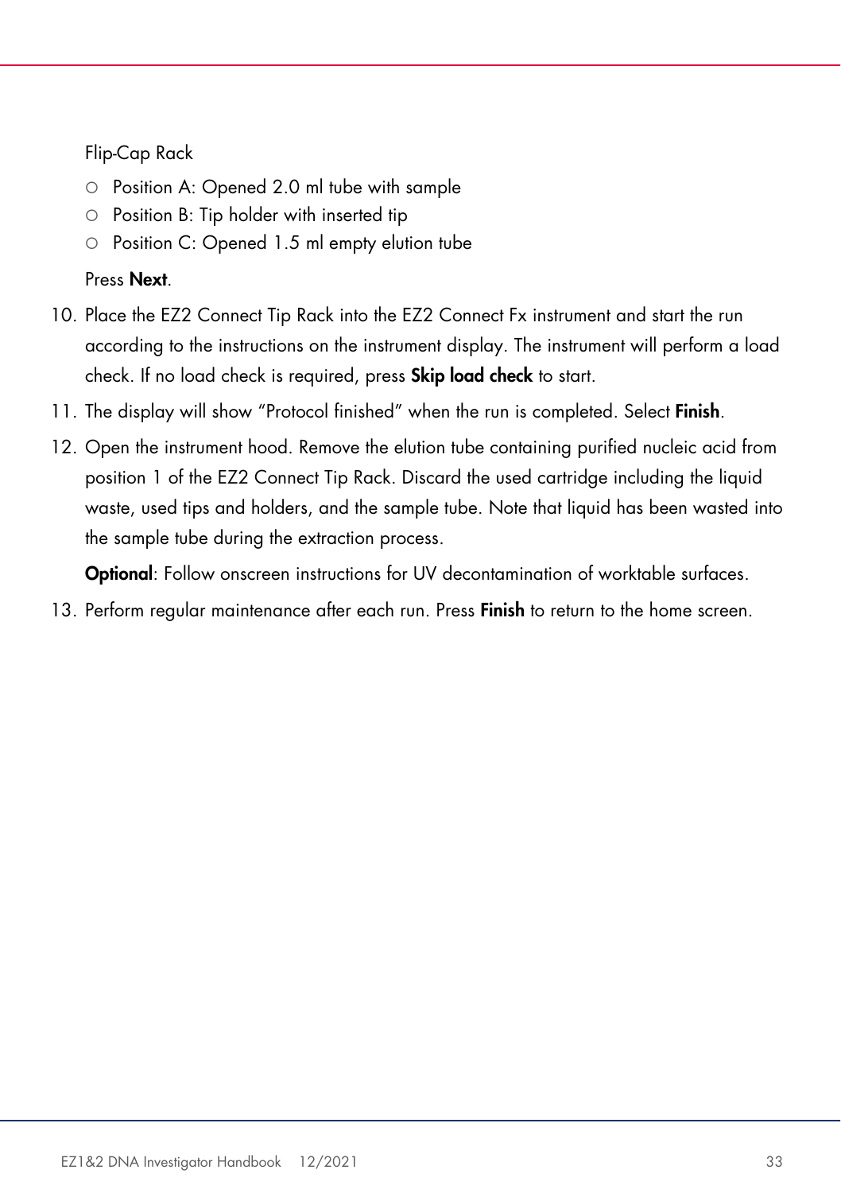Flip-Cap Rack

- Position A: Opened 2.0 ml tube with sample
- Position B: Tip holder with inserted tip
- Position C: Opened 1.5 ml empty elution tube

Press **Next**.

10. Place the EZ2 Connect Tip Rack into the EZ2 Connect Fx instrument and start the run according to the instructions on the instrument display. The instrument will perform a load check. If no load check is required, press **Skip load check** to start.
11. The display will show "Protocol finished" when the run is completed. Select **Finish**.
12. Open the instrument hood. Remove the elution tube containing purified nucleic acid from position 1 of the EZ2 Connect Tip Rack. Discard the used cartridge including the liquid waste, used tips and holders, and the sample tube. Note that liquid has been wasted into the sample tube during the extraction process.

    **Optional**: Follow onscreen instructions for UV decontamination of worktable surfaces.
13. Perform regular maintenance after each run. Press **Finish** to return to the home screen.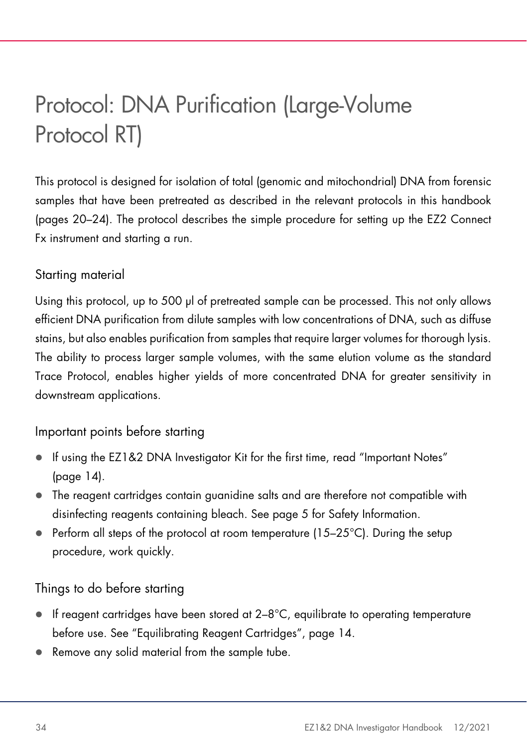# Protocol: DNA Purification (Large-Volume Protocol RT)

This protocol is designed for isolation of total (genomic and mitochondrial) DNA from forensic samples that have been pretreated as described in the relevant protocols in this handbook (pages 20–24). The protocol describes the simple procedure for setting up the EZ2 Connect Fx instrument and starting a run.

## Starting material

Using this protocol, up to 500 µl of pretreated sample can be processed. This not only allows efficient DNA purification from dilute samples with low concentrations of DNA, such as diffuse stains, but also enables purification from samples that require larger volumes for thorough lysis. The ability to process larger sample volumes, with the same elution volume as the standard Trace Protocol, enables higher yields of more concentrated DNA for greater sensitivity in downstream applications.

## Important points before starting

- If using the EZ1&2 DNA Investigator Kit for the first time, read "Important Notes" (page 14).
- The reagent cartridges contain guanidine salts and are therefore not compatible with disinfecting reagents containing bleach. See page 5 for Safety Information.
- Perform all steps of the protocol at room temperature (15–25°C). During the setup procedure, work quickly.

## Things to do before starting

- If reagent cartridges have been stored at 2–8°C, equilibrate to operating temperature before use. See "Equilibrating Reagent Cartridges", page 14.
- Remove any solid material from the sample tube.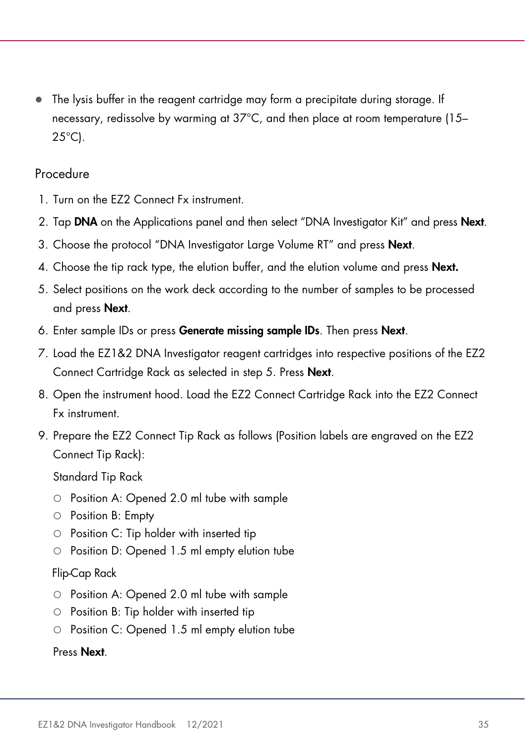- The lysis buffer in the reagent cartridge may form a precipitate during storage. If necessary, redissolve by warming at 37°C, and then place at room temperature (15–25°C).

## Procedure

1. Turn on the EZ2 Connect Fx instrument.
2. Tap **DNA** on the Applications panel and then select "DNA Investigator Kit" and press **Next**.
3. Choose the protocol "DNA Investigator Large Volume RT" and press **Next**.
4. Choose the tip rack type, the elution buffer, and the elution volume and press **Next.**
5. Select positions on the work deck according to the number of samples to be processed and press **Next**.
6. Enter sample IDs or press **Generate missing sample IDs**. Then press **Next**.
7. Load the EZ1&2 DNA Investigator reagent cartridges into respective positions of the EZ2 Connect Cartridge Rack as selected in step 5. Press **Next**.
8. Open the instrument hood. Load the EZ2 Connect Cartridge Rack into the EZ2 Connect Fx instrument.
9. Prepare the EZ2 Connect Tip Rack as follows (Position labels are engraved on the EZ2 Connect Tip Rack):

   Standard Tip Rack

   - Position A: Opened 2.0 ml tube with sample
   - Position B: Empty
   - Position C: Tip holder with inserted tip
   - Position D: Opened 1.5 ml empty elution tube

   Flip-Cap Rack

   - Position A: Opened 2.0 ml tube with sample
   - Position B: Tip holder with inserted tip
   - Position C: Opened 1.5 ml empty elution tube

   Press **Next**.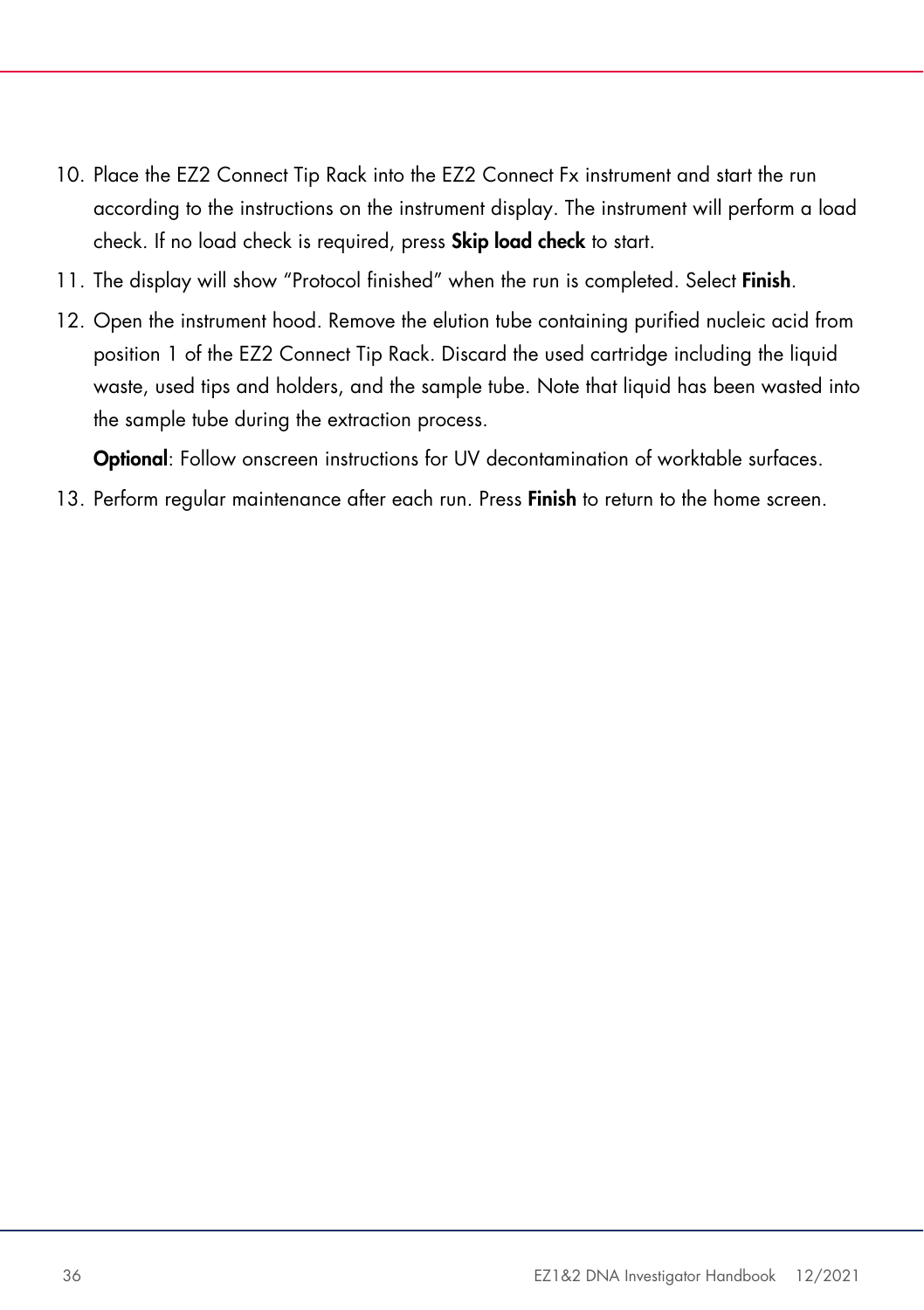10. Place the EZ2 Connect Tip Rack into the EZ2 Connect Fx instrument and start the run according to the instructions on the instrument display. The instrument will perform a load check. If no load check is required, press **Skip load check** to start.
11. The display will show "Protocol finished" when the run is completed. Select **Finish**.
12. Open the instrument hood. Remove the elution tube containing purified nucleic acid from position 1 of the EZ2 Connect Tip Rack. Discard the used cartridge including the liquid waste, used tips and holders, and the sample tube. Note that liquid has been wasted into the sample tube during the extraction process.

    **Optional**: Follow onscreen instructions for UV decontamination of worktable surfaces.
13. Perform regular maintenance after each run. Press **Finish** to return to the home screen.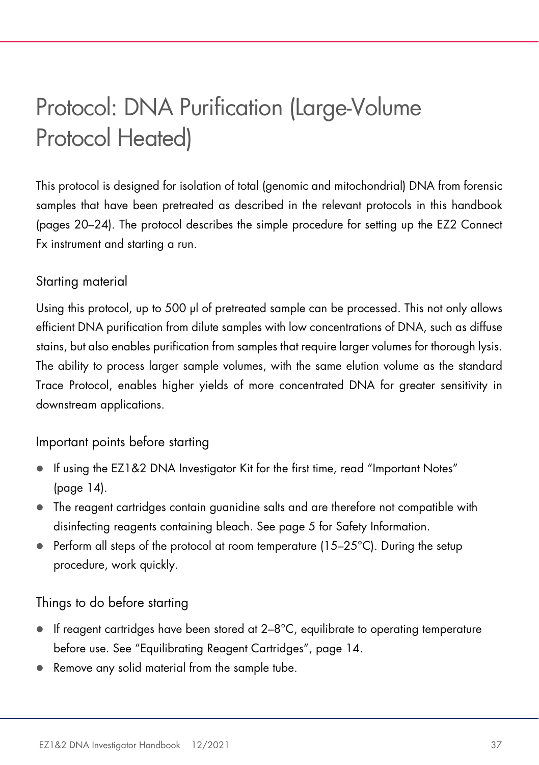# Protocol: DNA Purification (Large-Volume Protocol Heated)

This protocol is designed for isolation of total (genomic and mitochondrial) DNA from forensic samples that have been pretreated as described in the relevant protocols in this handbook (pages 20–24). The protocol describes the simple procedure for setting up the EZ2 Connect Fx instrument and starting a run.

## Starting material

Using this protocol, up to 500 µl of pretreated sample can be processed. This not only allows efficient DNA purification from dilute samples with low concentrations of DNA, such as diffuse stains, but also enables purification from samples that require larger volumes for thorough lysis. The ability to process larger sample volumes, with the same elution volume as the standard Trace Protocol, enables higher yields of more concentrated DNA for greater sensitivity in downstream applications.

## Important points before starting

- If using the EZ1&2 DNA Investigator Kit for the first time, read "Important Notes" (page 14).
- The reagent cartridges contain guanidine salts and are therefore not compatible with disinfecting reagents containing bleach. See page 5 for Safety Information.
- Perform all steps of the protocol at room temperature (15–25°C). During the setup procedure, work quickly.

## Things to do before starting

- If reagent cartridges have been stored at 2–8°C, equilibrate to operating temperature before use. See "Equilibrating Reagent Cartridges", page 14.
- Remove any solid material from the sample tube.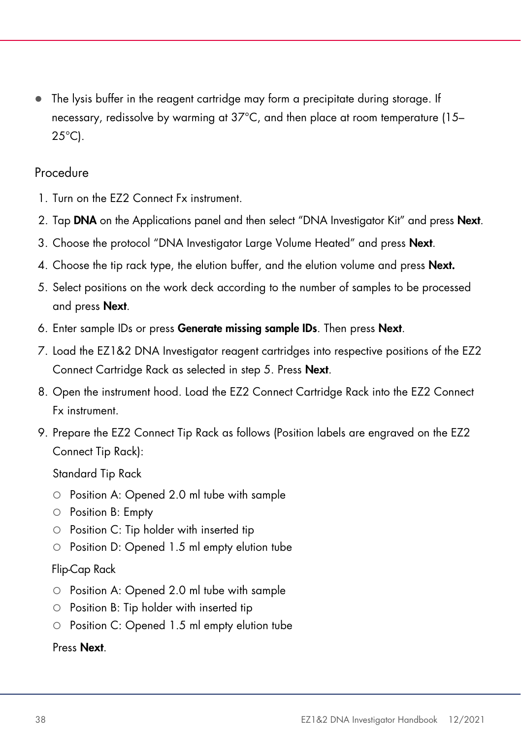- The lysis buffer in the reagent cartridge may form a precipitate during storage. If necessary, redissolve by warming at 37°C, and then place at room temperature (15–25°C).

## Procedure

1. Turn on the EZ2 Connect Fx instrument.
2. Tap **DNA** on the Applications panel and then select "DNA Investigator Kit" and press **Next**.
3. Choose the protocol "DNA Investigator Large Volume Heated" and press **Next**.
4. Choose the tip rack type, the elution buffer, and the elution volume and press **Next.**
5. Select positions on the work deck according to the number of samples to be processed and press **Next**.
6. Enter sample IDs or press **Generate missing sample IDs**. Then press **Next**.
7. Load the EZ1&2 DNA Investigator reagent cartridges into respective positions of the EZ2 Connect Cartridge Rack as selected in step 5. Press **Next**.
8. Open the instrument hood. Load the EZ2 Connect Cartridge Rack into the EZ2 Connect Fx instrument.
9. Prepare the EZ2 Connect Tip Rack as follows (Position labels are engraved on the EZ2 Connect Tip Rack):

   Standard Tip Rack

   - Position A: Opened 2.0 ml tube with sample
   - Position B: Empty
   - Position C: Tip holder with inserted tip
   - Position D: Opened 1.5 ml empty elution tube

   Flip-Cap Rack

   - Position A: Opened 2.0 ml tube with sample
   - Position B: Tip holder with inserted tip
   - Position C: Opened 1.5 ml empty elution tube

   Press **Next**.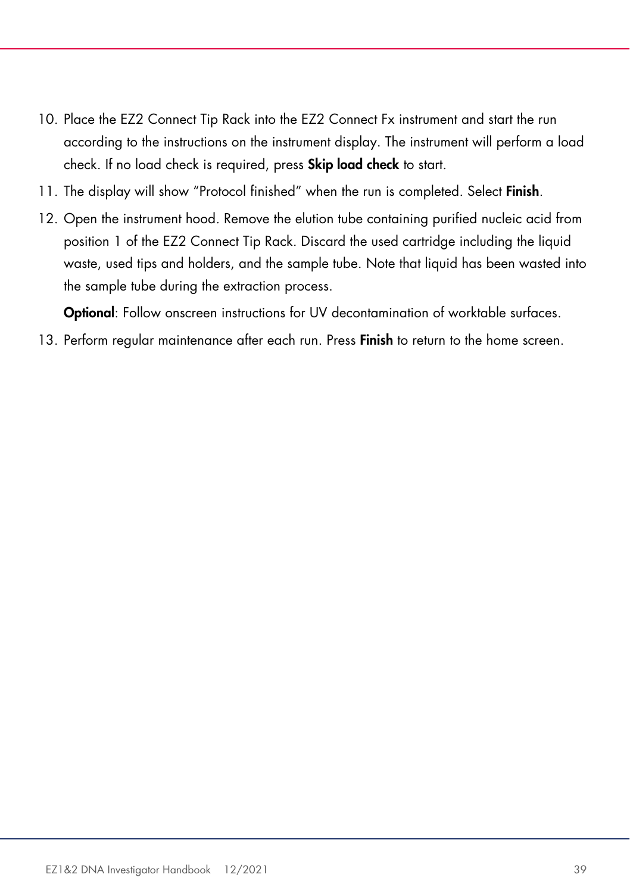10. Place the EZ2 Connect Tip Rack into the EZ2 Connect Fx instrument and start the run according to the instructions on the instrument display. The instrument will perform a load check. If no load check is required, press **Skip load check** to start.
11. The display will show "Protocol finished" when the run is completed. Select **Finish**.
12. Open the instrument hood. Remove the elution tube containing purified nucleic acid from position 1 of the EZ2 Connect Tip Rack. Discard the used cartridge including the liquid waste, used tips and holders, and the sample tube. Note that liquid has been wasted into the sample tube during the extraction process.

    **Optional**: Follow onscreen instructions for UV decontamination of worktable surfaces.
13. Perform regular maintenance after each run. Press **Finish** to return to the home screen.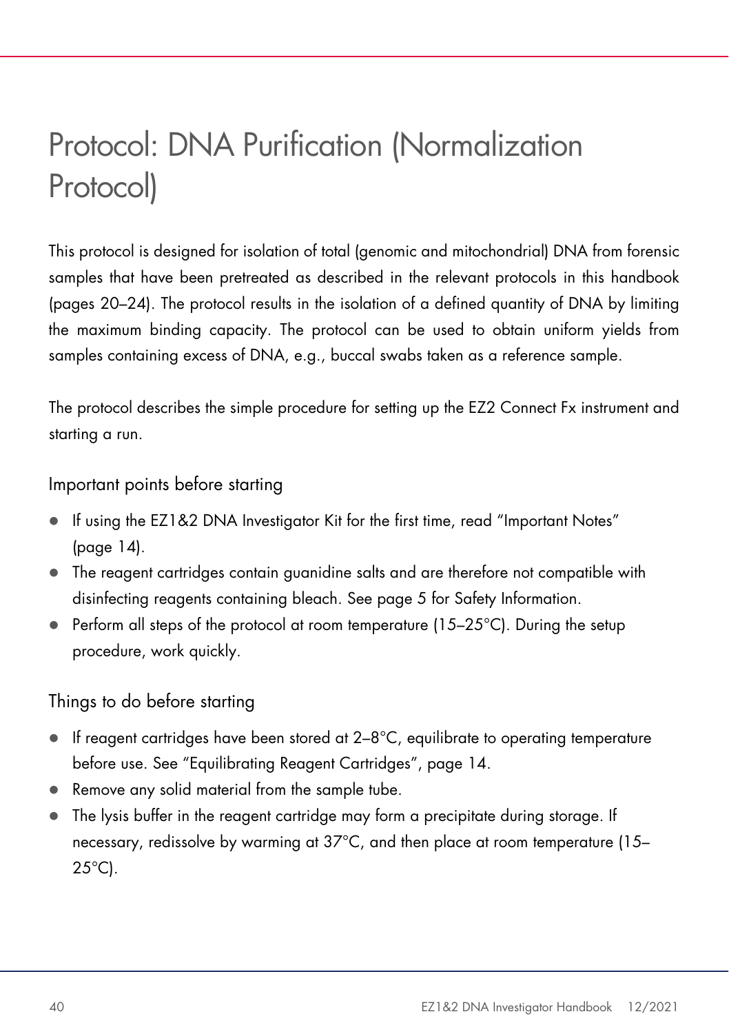# Protocol: DNA Purification (Normalization Protocol)

This protocol is designed for isolation of total (genomic and mitochondrial) DNA from forensic samples that have been pretreated as described in the relevant protocols in this handbook (pages 20–24). The protocol results in the isolation of a defined quantity of DNA by limiting the maximum binding capacity. The protocol can be used to obtain uniform yields from samples containing excess of DNA, e.g., buccal swabs taken as a reference sample.

The protocol describes the simple procedure for setting up the EZ2 Connect Fx instrument and starting a run.

## Important points before starting

- If using the EZ1&2 DNA Investigator Kit for the first time, read "Important Notes" (page 14).
- The reagent cartridges contain guanidine salts and are therefore not compatible with disinfecting reagents containing bleach. See page 5 for Safety Information.
- Perform all steps of the protocol at room temperature (15–25°C). During the setup procedure, work quickly.

## Things to do before starting

- If reagent cartridges have been stored at 2–8°C, equilibrate to operating temperature before use. See "Equilibrating Reagent Cartridges", page 14.
- Remove any solid material from the sample tube.
- The lysis buffer in the reagent cartridge may form a precipitate during storage. If necessary, redissolve by warming at 37°C, and then place at room temperature (15–25°C).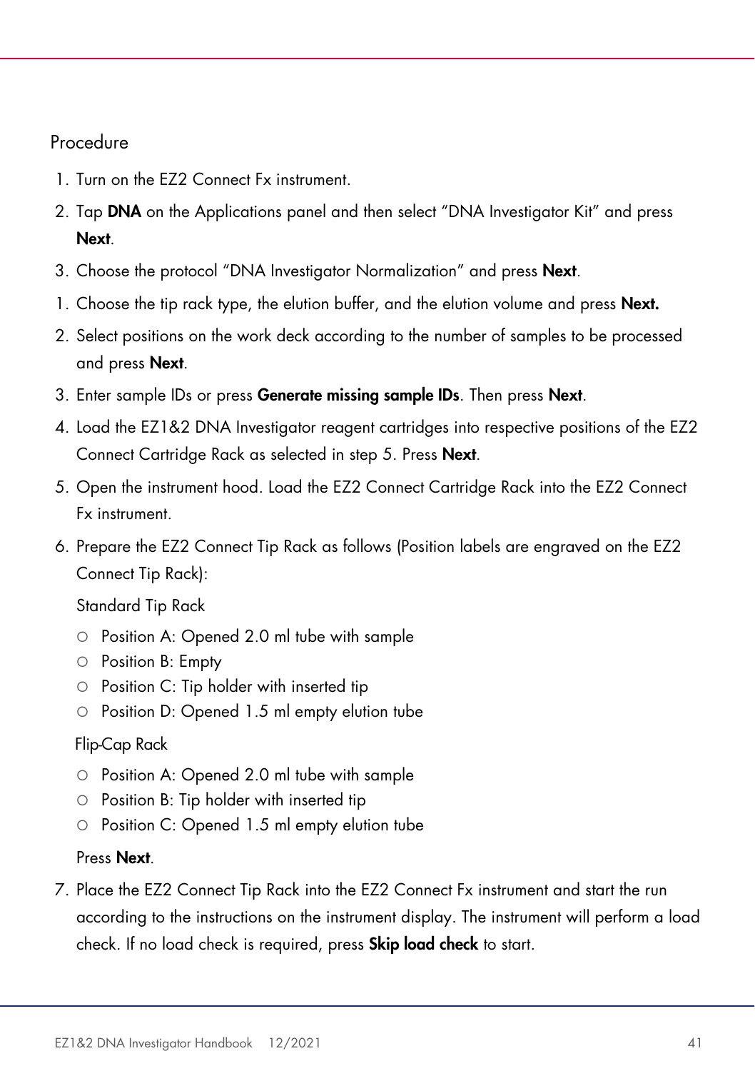## Procedure

1. Turn on the EZ2 Connect Fx instrument.
2. Tap **DNA** on the Applications panel and then select "DNA Investigator Kit" and press **Next**.
3. Choose the protocol "DNA Investigator Normalization" and press **Next**.
1. Choose the tip rack type, the elution buffer, and the elution volume and press **Next.**
2. Select positions on the work deck according to the number of samples to be processed and press **Next**.
3. Enter sample IDs or press **Generate missing sample IDs**. Then press **Next**.
4. Load the EZ1&2 DNA Investigator reagent cartridges into respective positions of the EZ2 Connect Cartridge Rack as selected in step 5. Press **Next**.
5. Open the instrument hood. Load the EZ2 Connect Cartridge Rack into the EZ2 Connect Fx instrument.
6. Prepare the EZ2 Connect Tip Rack as follows (Position labels are engraved on the EZ2 Connect Tip Rack):

   Standard Tip Rack

   - Position A: Opened 2.0 ml tube with sample
   - Position B: Empty
   - Position C: Tip holder with inserted tip
   - Position D: Opened 1.5 ml empty elution tube

   Flip-Cap Rack

   - Position A: Opened 2.0 ml tube with sample
   - Position B: Tip holder with inserted tip
   - Position C: Opened 1.5 ml empty elution tube

   Press **Next**.
7. Place the EZ2 Connect Tip Rack into the EZ2 Connect Fx instrument and start the run according to the instructions on the instrument display. The instrument will perform a load check. If no load check is required, press **Skip load check** to start.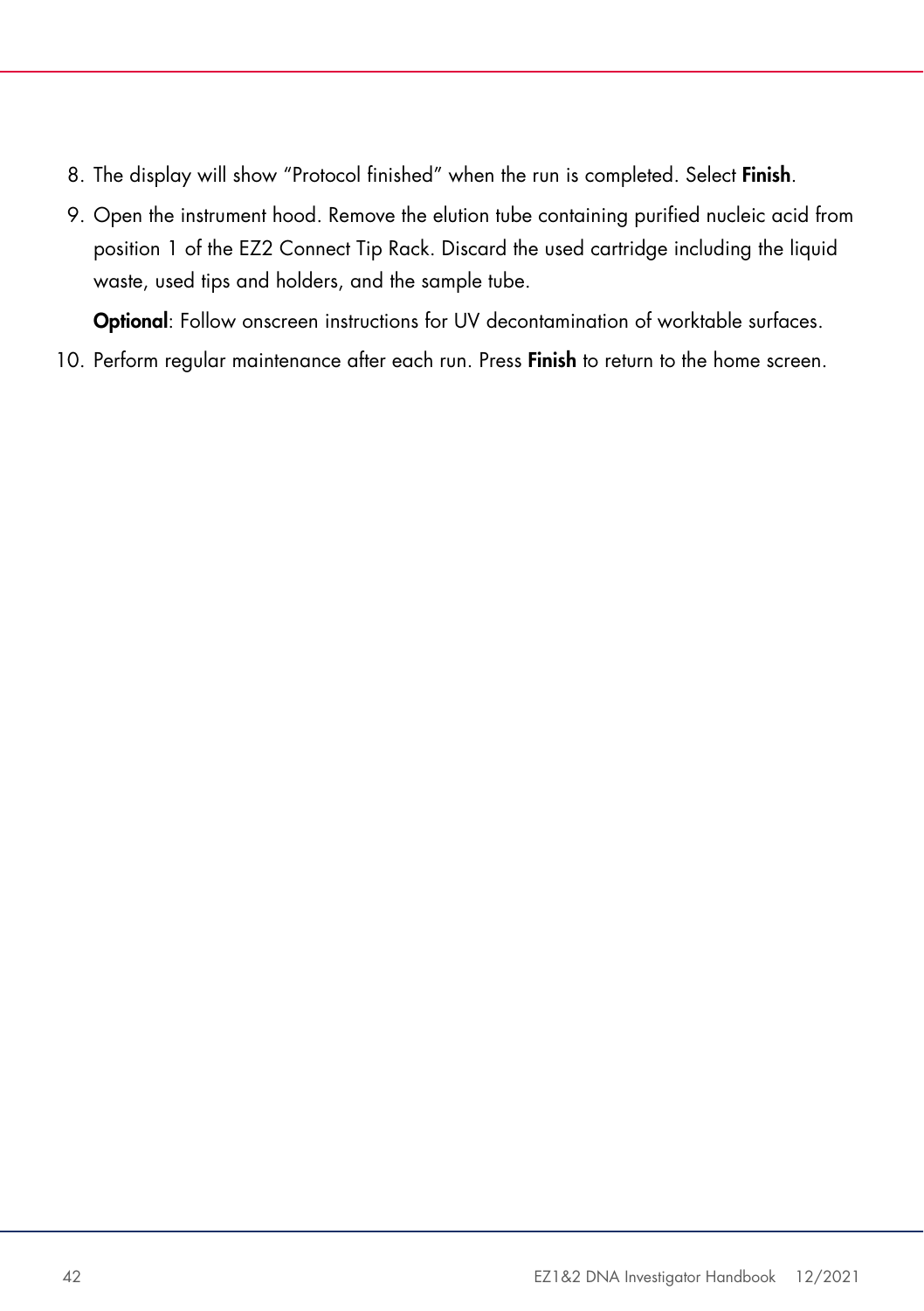8. The display will show "Protocol finished" when the run is completed. Select **Finish**.
9. Open the instrument hood. Remove the elution tube containing purified nucleic acid from position 1 of the EZ2 Connect Tip Rack. Discard the used cartridge including the liquid waste, used tips and holders, and the sample tube.

   **Optional**: Follow onscreen instructions for UV decontamination of worktable surfaces.
10. Perform regular maintenance after each run. Press **Finish** to return to the home screen.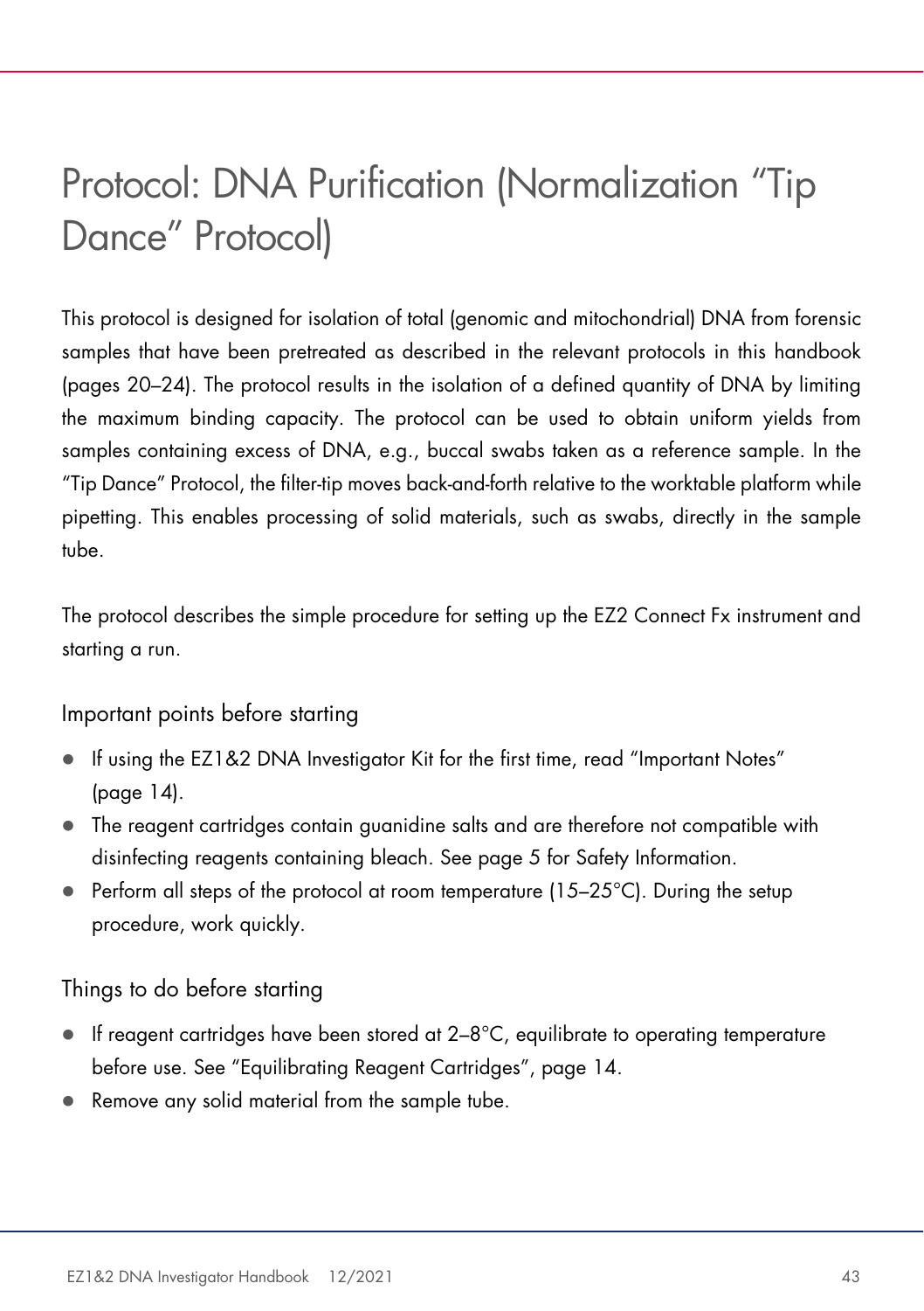# Protocol: DNA Purification (Normalization "Tip Dance" Protocol)

This protocol is designed for isolation of total (genomic and mitochondrial) DNA from forensic samples that have been pretreated as described in the relevant protocols in this handbook (pages 20–24). The protocol results in the isolation of a defined quantity of DNA by limiting the maximum binding capacity. The protocol can be used to obtain uniform yields from samples containing excess of DNA, e.g., buccal swabs taken as a reference sample. In the "Tip Dance" Protocol, the filter-tip moves back-and-forth relative to the worktable platform while pipetting. This enables processing of solid materials, such as swabs, directly in the sample tube.

The protocol describes the simple procedure for setting up the EZ2 Connect Fx instrument and starting a run.

## Important points before starting

- If using the EZ1&2 DNA Investigator Kit for the first time, read "Important Notes" (page 14).
- The reagent cartridges contain guanidine salts and are therefore not compatible with disinfecting reagents containing bleach. See page 5 for Safety Information.
- Perform all steps of the protocol at room temperature (15–25°C). During the setup procedure, work quickly.

## Things to do before starting

- If reagent cartridges have been stored at 2–8°C, equilibrate to operating temperature before use. See "Equilibrating Reagent Cartridges", page 14.
- Remove any solid material from the sample tube.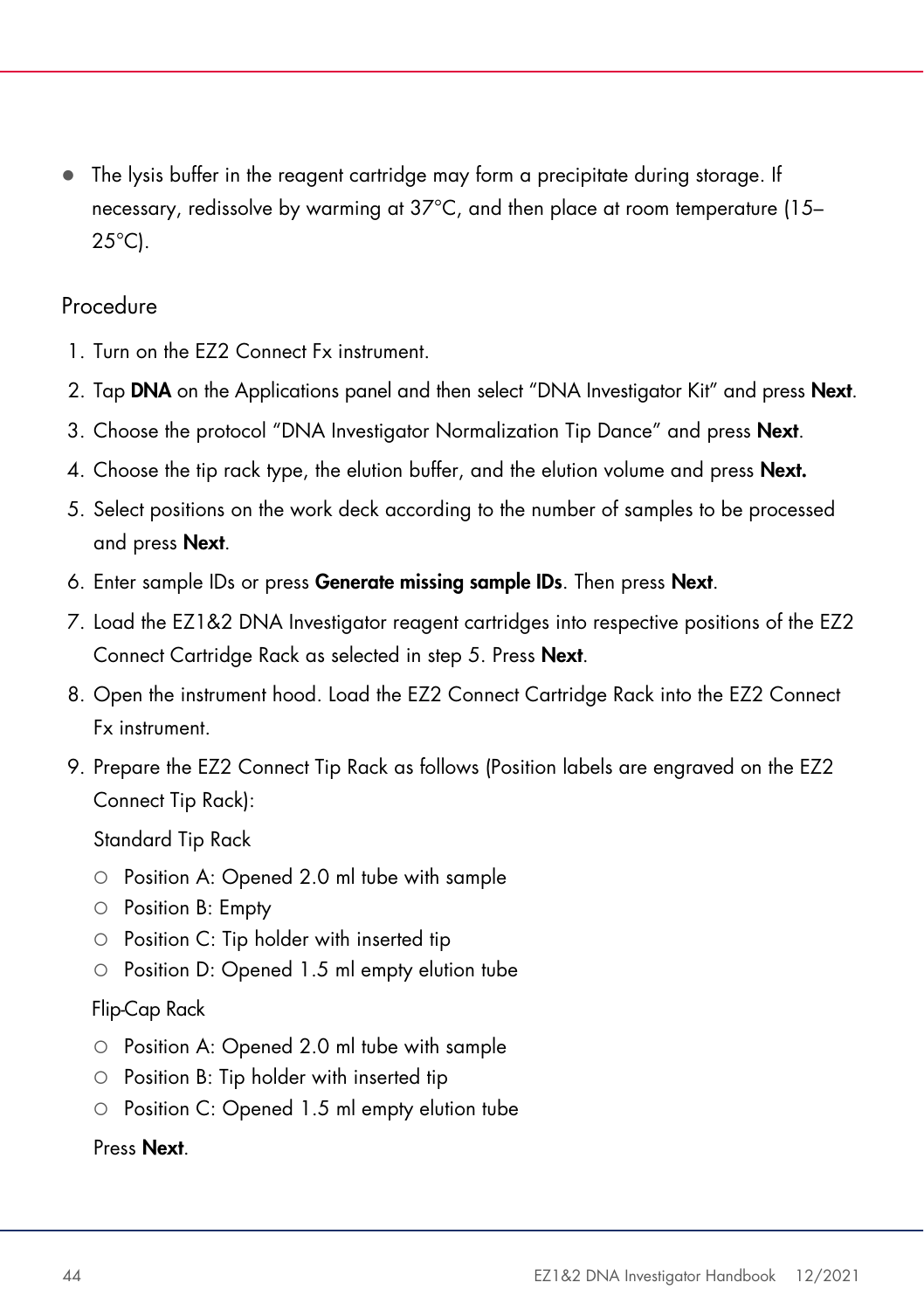- The lysis buffer in the reagent cartridge may form a precipitate during storage. If necessary, redissolve by warming at 37°C, and then place at room temperature (15–25°C).

## Procedure

1. Turn on the EZ2 Connect Fx instrument.
2. Tap **DNA** on the Applications panel and then select "DNA Investigator Kit" and press **Next**.
3. Choose the protocol "DNA Investigator Normalization Tip Dance" and press **Next**.
4. Choose the tip rack type, the elution buffer, and the elution volume and press **Next.**
5. Select positions on the work deck according to the number of samples to be processed and press **Next**.
6. Enter sample IDs or press **Generate missing sample IDs**. Then press **Next**.
7. Load the EZ1&2 DNA Investigator reagent cartridges into respective positions of the EZ2 Connect Cartridge Rack as selected in step 5. Press **Next**.
8. Open the instrument hood. Load the EZ2 Connect Cartridge Rack into the EZ2 Connect Fx instrument.
9. Prepare the EZ2 Connect Tip Rack as follows (Position labels are engraved on the EZ2 Connect Tip Rack):

   Standard Tip Rack

   - Position A: Opened 2.0 ml tube with sample
   - Position B: Empty
   - Position C: Tip holder with inserted tip
   - Position D: Opened 1.5 ml empty elution tube

   Flip-Cap Rack

   - Position A: Opened 2.0 ml tube with sample
   - Position B: Tip holder with inserted tip
   - Position C: Opened 1.5 ml empty elution tube

   Press **Next**.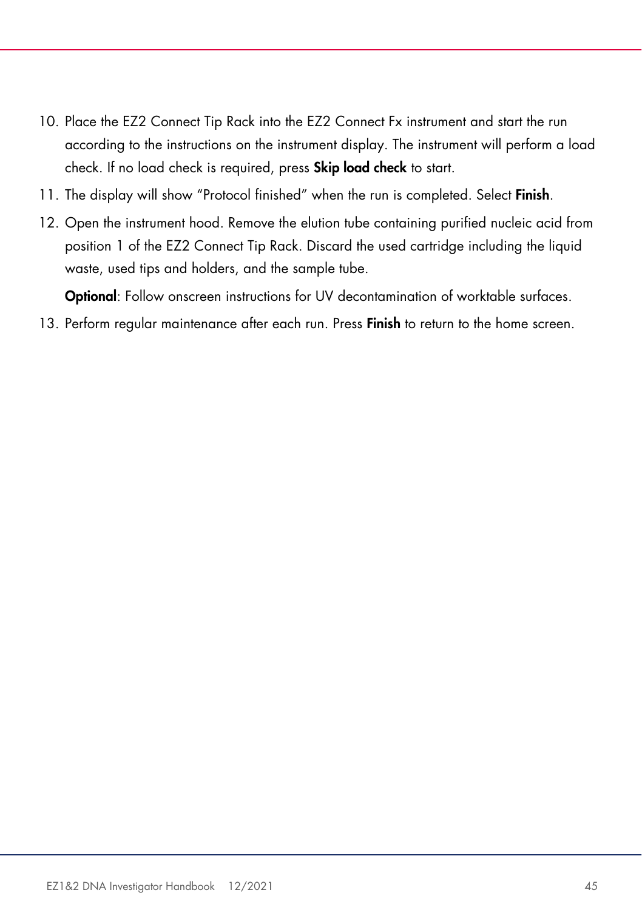10. Place the EZ2 Connect Tip Rack into the EZ2 Connect Fx instrument and start the run according to the instructions on the instrument display. The instrument will perform a load check. If no load check is required, press **Skip load check** to start.
11. The display will show "Protocol finished" when the run is completed. Select **Finish**.
12. Open the instrument hood. Remove the elution tube containing purified nucleic acid from position 1 of the EZ2 Connect Tip Rack. Discard the used cartridge including the liquid waste, used tips and holders, and the sample tube.

    **Optional**: Follow onscreen instructions for UV decontamination of worktable surfaces.
13. Perform regular maintenance after each run. Press **Finish** to return to the home screen.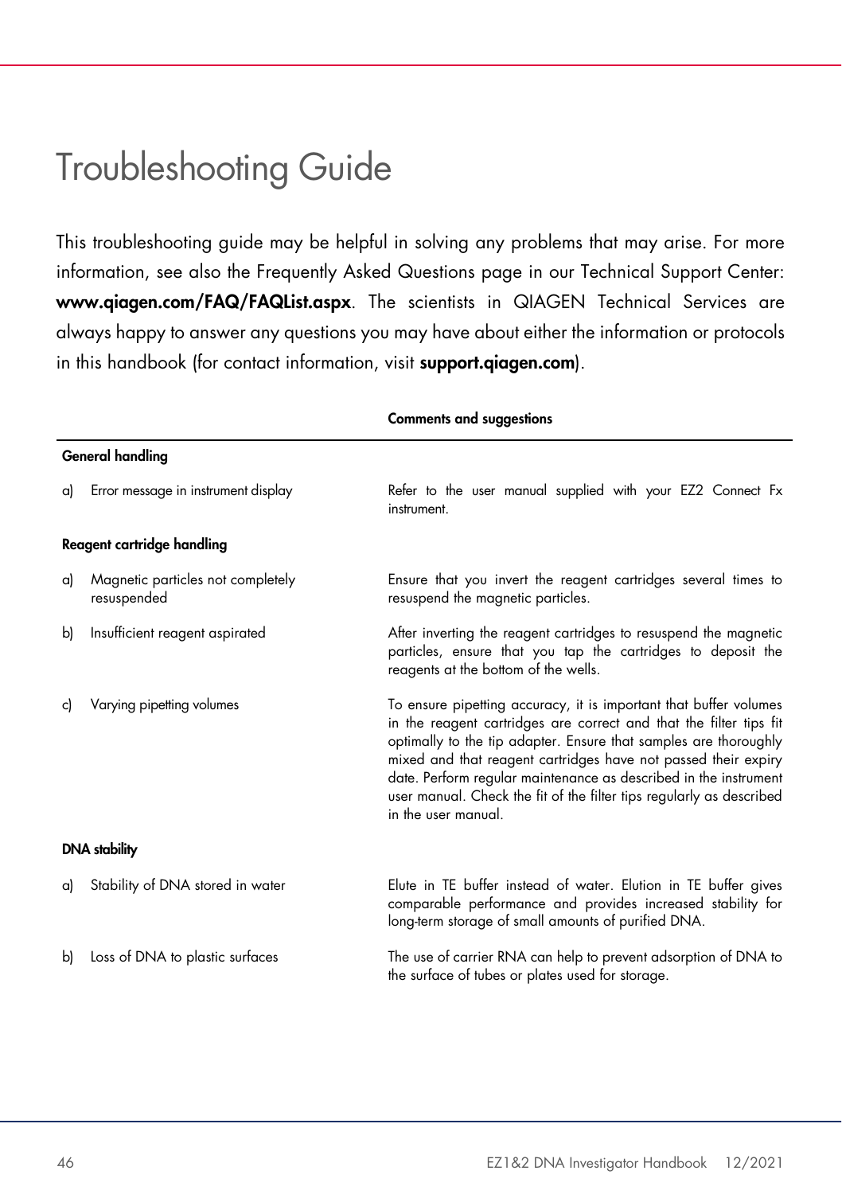# Troubleshooting Guide

This troubleshooting guide may be helpful in solving any problems that may arise. For more information, see also the Frequently Asked Questions page in our Technical Support Center: **www.qiagen.com/FAQ/FAQList.aspx**. The scientists in QIAGEN Technical Services are always happy to answer any questions you may have about either the information or protocols in this handbook (for contact information, visit **support.qiagen.com**).

| | **Comments and suggestions** |
|---|---|
| **General handling** | |
| a) Error message in instrument display | Refer to the user manual supplied with your EZ2 Connect Fx instrument. |
| **Reagent cartridge handling** | |
| a) Magnetic particles not completely resuspended | Ensure that you invert the reagent cartridges several times to resuspend the magnetic particles. |
| b) Insufficient reagent aspirated | After inverting the reagent cartridges to resuspend the magnetic particles, ensure that you tap the cartridges to deposit the reagents at the bottom of the wells. |
| c) Varying pipetting volumes | To ensure pipetting accuracy, it is important that buffer volumes in the reagent cartridges are correct and that the filter tips fit optimally to the tip adapter. Ensure that samples are thoroughly mixed and that reagent cartridges have not passed their expiry date. Perform regular maintenance as described in the instrument user manual. Check the fit of the filter tips regularly as described in the user manual. |
| **DNA stability** | |
| a) Stability of DNA stored in water | Elute in TE buffer instead of water. Elution in TE buffer gives comparable performance and provides increased stability for long-term storage of small amounts of purified DNA. |
| b) Loss of DNA to plastic surfaces | The use of carrier RNA can help to prevent adsorption of DNA to the surface of tubes or plates used for storage. |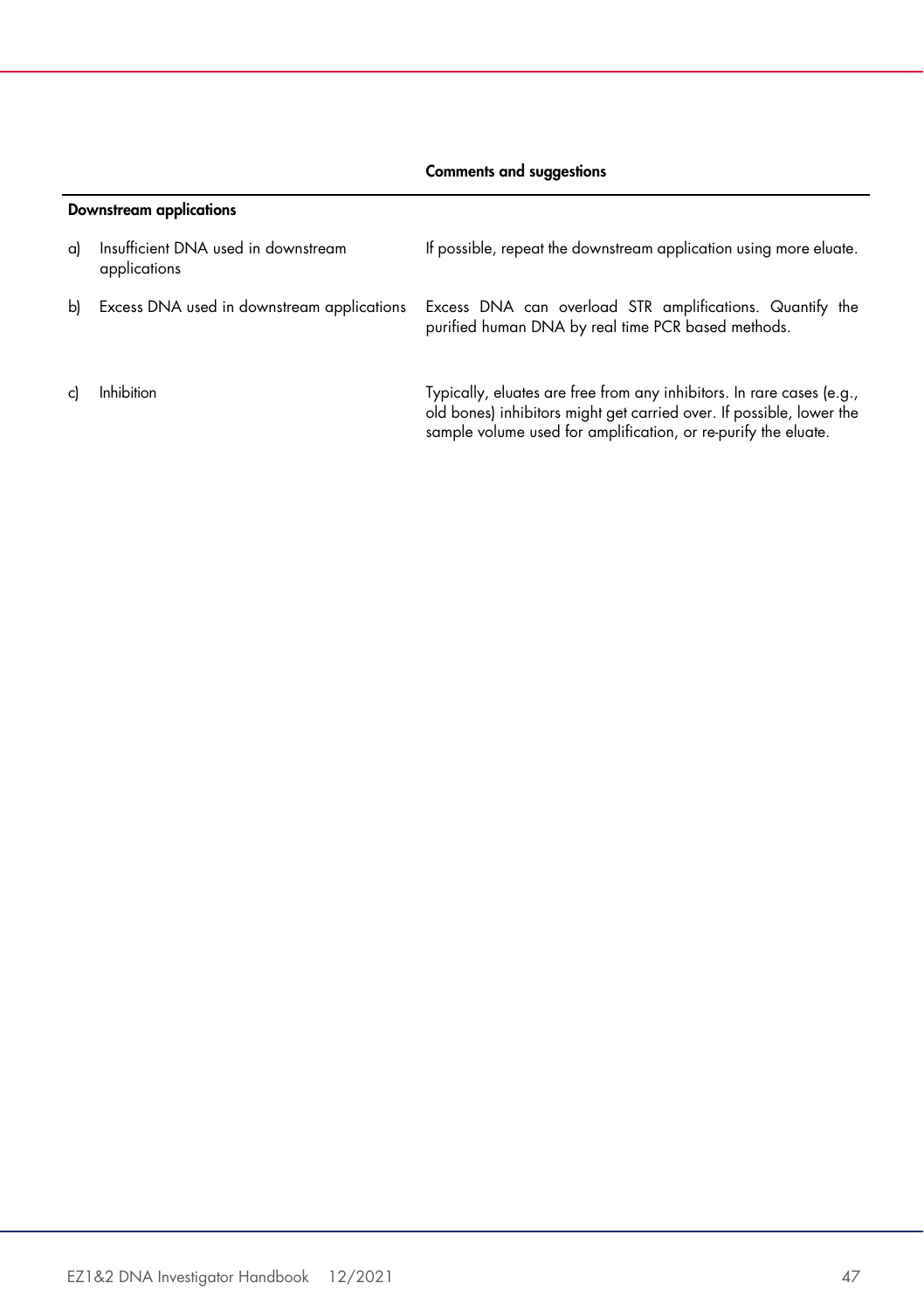| | Comments and suggestions |
|---|---|
| **Downstream applications** | |
| a) Insufficient DNA used in downstream applications | If possible, repeat the downstream application using more eluate. |
| b) Excess DNA used in downstream applications | Excess DNA can overload STR amplifications. Quantify the purified human DNA by real time PCR based methods. |
| c) Inhibition | Typically, eluates are free from any inhibitors. In rare cases (e.g., old bones) inhibitors might get carried over. If possible, lower the sample volume used for amplification, or re-purify the eluate. |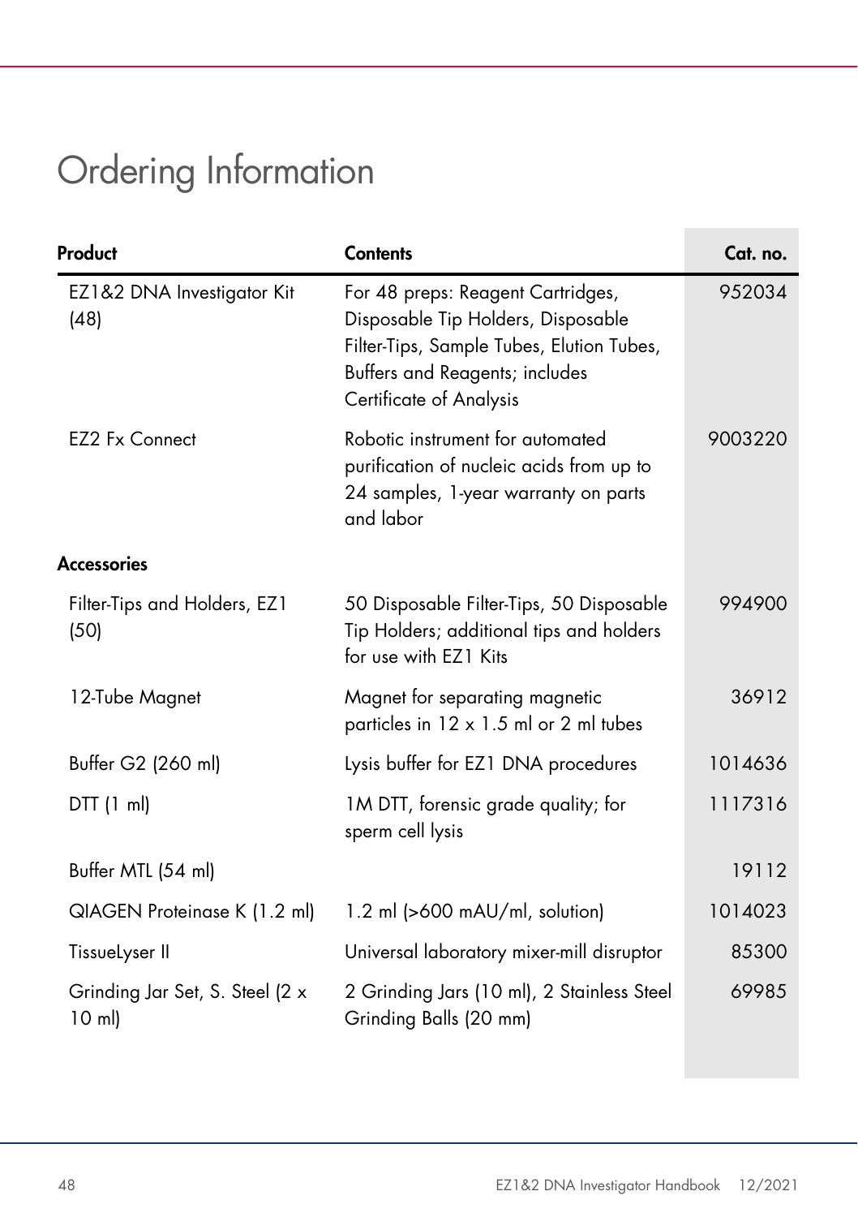# Ordering Information

| Product | Contents | Cat. no. |
|---|---|---|
| EZ1&2 DNA Investigator Kit (48) | For 48 preps: Reagent Cartridges, Disposable Tip Holders, Disposable Filter-Tips, Sample Tubes, Elution Tubes, Buffers and Reagents; includes Certificate of Analysis | 952034 |
| EZ2 Fx Connect | Robotic instrument for automated purification of nucleic acids from up to 24 samples, 1-year warranty on parts and labor | 9003220 |
| **Accessories** | | |
| Filter-Tips and Holders, EZ1 (50) | 50 Disposable Filter-Tips, 50 Disposable Tip Holders; additional tips and holders for use with EZ1 Kits | 994900 |
| 12-Tube Magnet | Magnet for separating magnetic particles in 12 x 1.5 ml or 2 ml tubes | 36912 |
| Buffer G2 (260 ml) | Lysis buffer for EZ1 DNA procedures | 1014636 |
| DTT (1 ml) | 1M DTT, forensic grade quality; for sperm cell lysis | 1117316 |
| Buffer MTL (54 ml) | | 19112 |
| QIAGEN Proteinase K (1.2 ml) | 1.2 ml (>600 mAU/ml, solution) | 1014023 |
| TissueLyser II | Universal laboratory mixer-mill disruptor | 85300 |
| Grinding Jar Set, S. Steel (2 x 10 ml) | 2 Grinding Jars (10 ml), 2 Stainless Steel Grinding Balls (20 mm) | 69985 |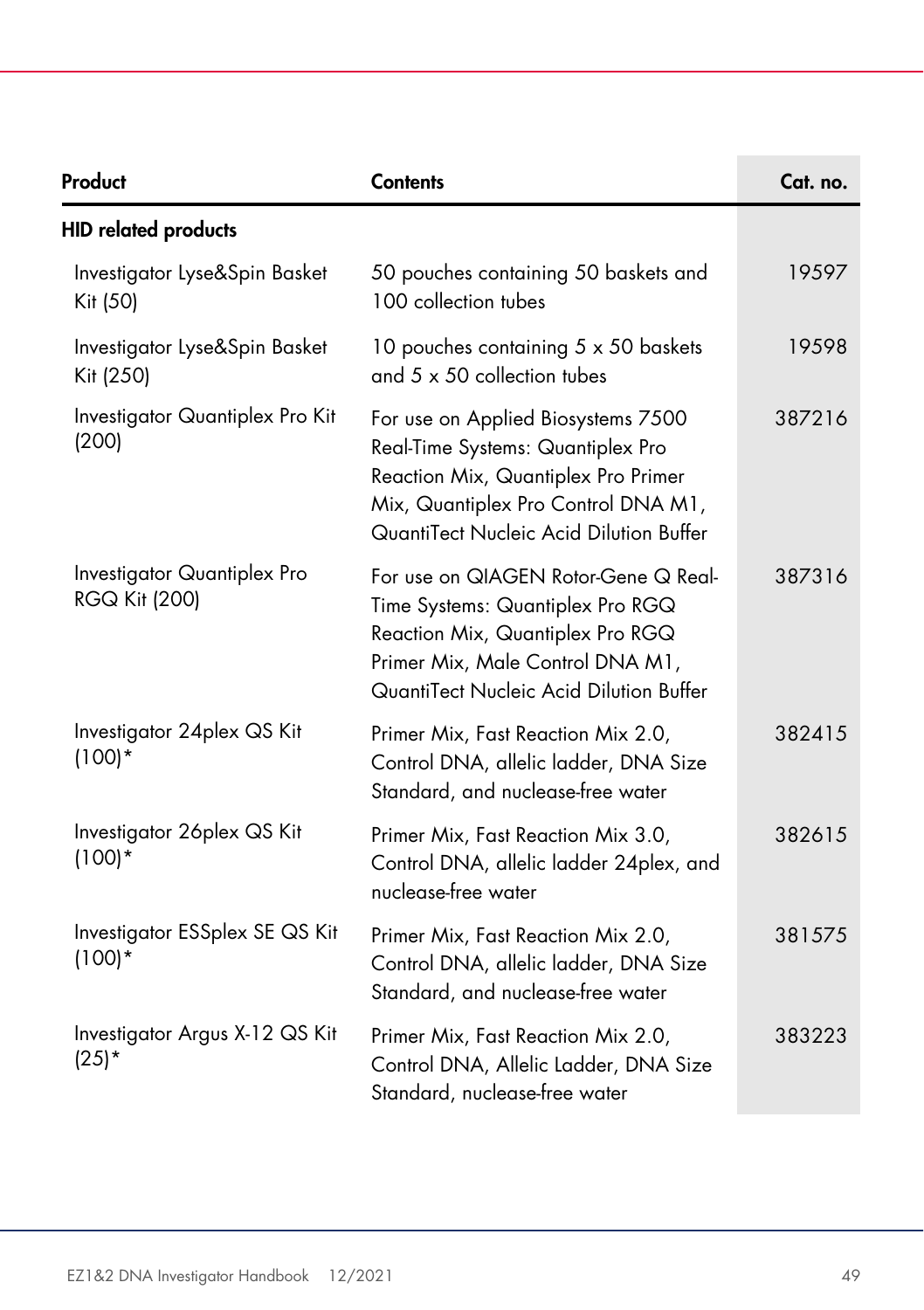| Product | Contents | Cat. no. |
|---|---|---|
| **HID related products** | | |
| Investigator Lyse&Spin Basket Kit (50) | 50 pouches containing 50 baskets and 100 collection tubes | 19597 |
| Investigator Lyse&Spin Basket Kit (250) | 10 pouches containing 5 x 50 baskets and 5 x 50 collection tubes | 19598 |
| Investigator Quantiplex Pro Kit (200) | For use on Applied Biosystems 7500 Real-Time Systems: Quantiplex Pro Reaction Mix, Quantiplex Pro Primer Mix, Quantiplex Pro Control DNA M1, QuantiTect Nucleic Acid Dilution Buffer | 387216 |
| Investigator Quantiplex Pro RGQ Kit (200) | For use on QIAGEN Rotor-Gene Q Real-Time Systems: Quantiplex Pro RGQ Reaction Mix, Quantiplex Pro RGQ Primer Mix, Male Control DNA M1, QuantiTect Nucleic Acid Dilution Buffer | 387316 |
| Investigator 24plex QS Kit (100)* | Primer Mix, Fast Reaction Mix 2.0, Control DNA, allelic ladder, DNA Size Standard, and nuclease-free water | 382415 |
| Investigator 26plex QS Kit (100)* | Primer Mix, Fast Reaction Mix 3.0, Control DNA, allelic ladder 24plex, and nuclease-free water | 382615 |
| Investigator ESSplex SE QS Kit (100)* | Primer Mix, Fast Reaction Mix 2.0, Control DNA, allelic ladder, DNA Size Standard, and nuclease-free water | 381575 |
| Investigator Argus X-12 QS Kit (25)* | Primer Mix, Fast Reaction Mix 2.0, Control DNA, Allelic Ladder, DNA Size Standard, nuclease-free water | 383223 |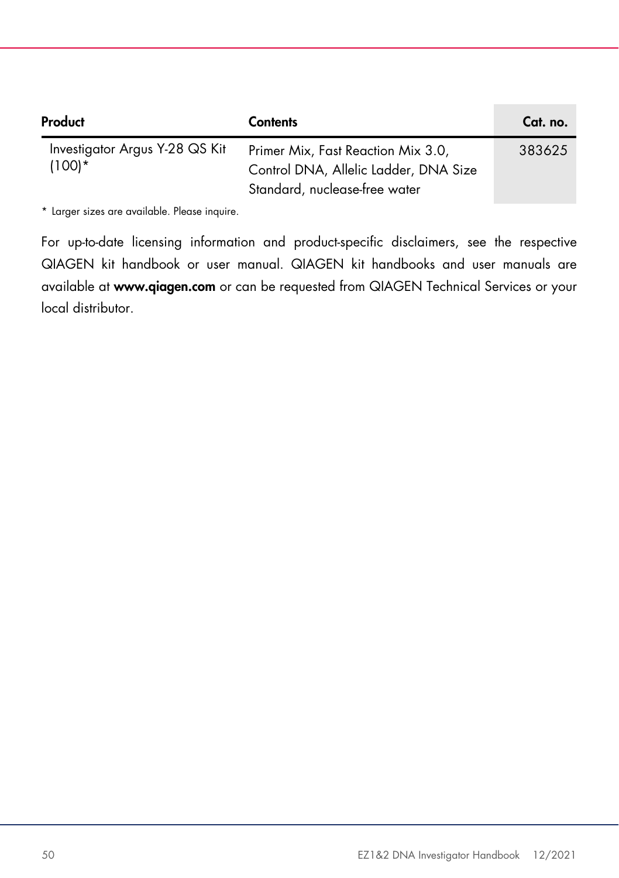| Product | Contents | Cat. no. |
| --- | --- | --- |
| Investigator Argus Y-28 QS Kit (100)* | Primer Mix, Fast Reaction Mix 3.0, Control DNA, Allelic Ladder, DNA Size Standard, nuclease-free water | 383625 |

* Larger sizes are available. Please inquire.

For up-to-date licensing information and product-specific disclaimers, see the respective QIAGEN kit handbook or user manual. QIAGEN kit handbooks and user manuals are available at **www.qiagen.com** or can be requested from QIAGEN Technical Services or your local distributor.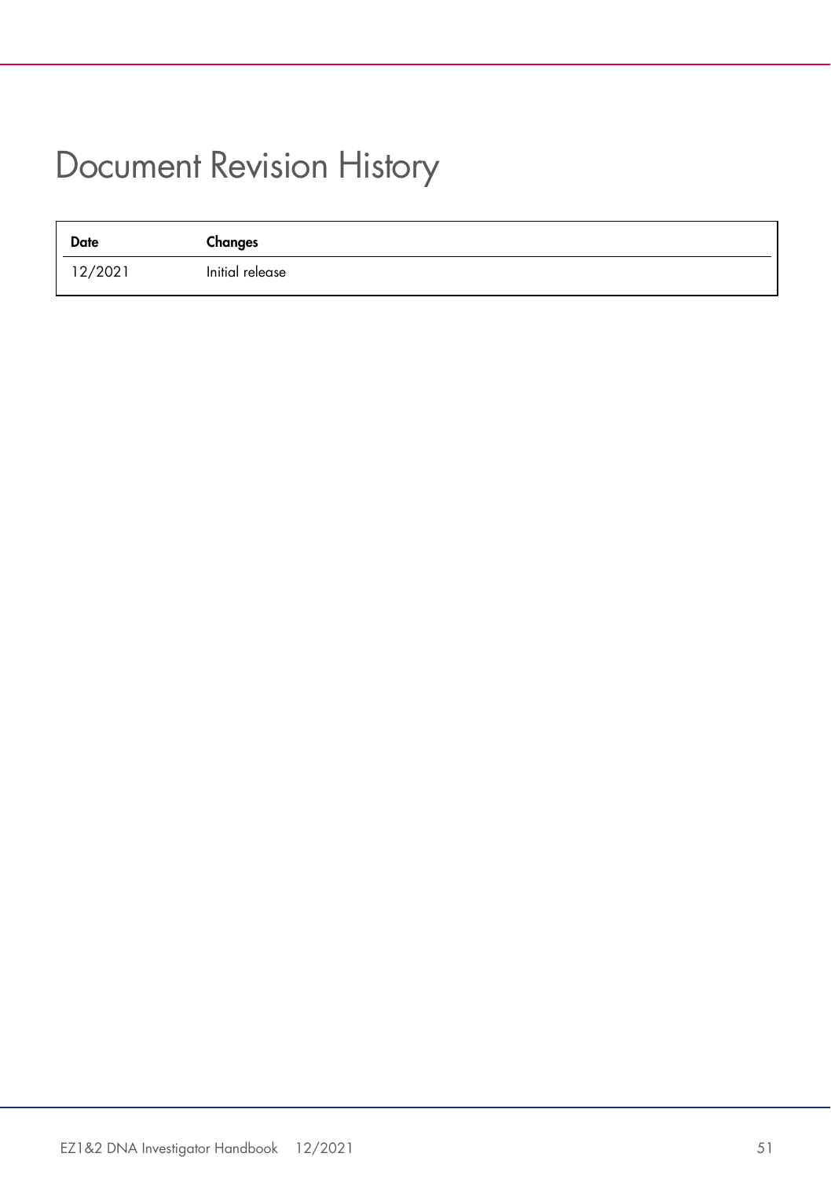# Document Revision History

| Date | Changes |
| --- | --- |
| 12/2021 | Initial release |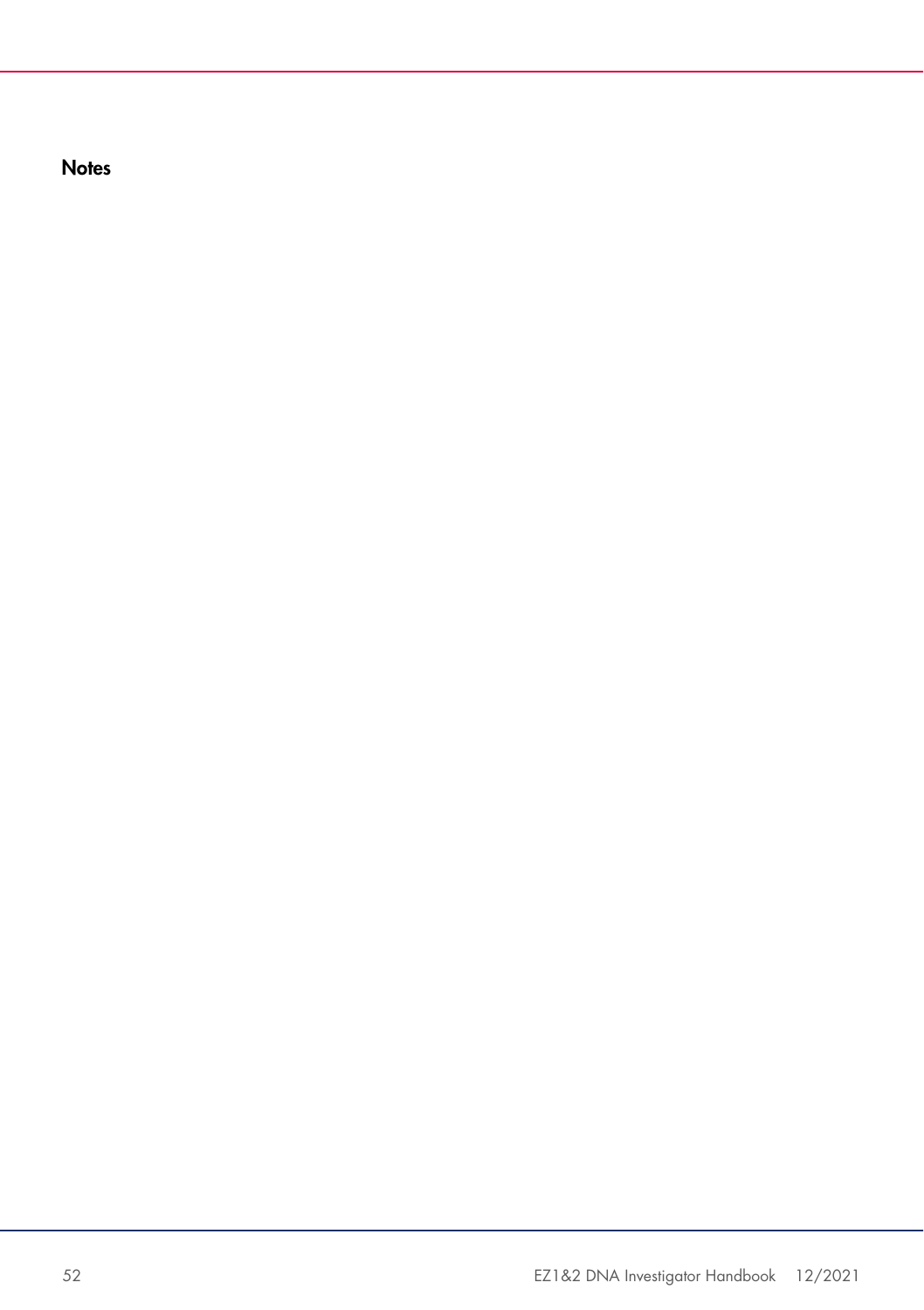## Notes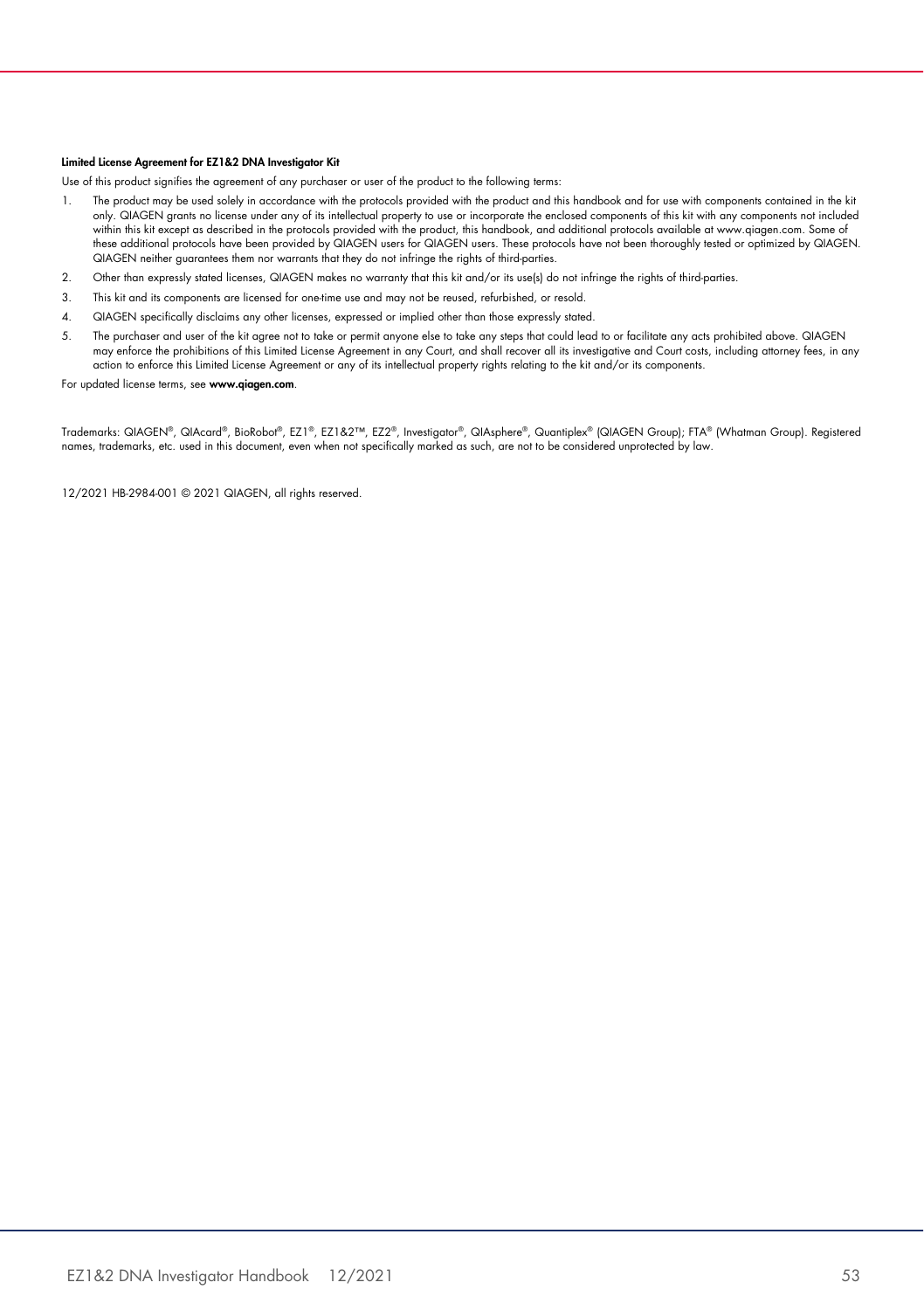**Limited License Agreement for EZ1&2 DNA Investigator Kit**

Use of this product signifies the agreement of any purchaser or user of the product to the following terms:

1. The product may be used solely in accordance with the protocols provided with the product and this handbook and for use with components contained in the kit only. QIAGEN grants no license under any of its intellectual property to use or incorporate the enclosed components of this kit with any components not included within this kit except as described in the protocols provided with the product, this handbook, and additional protocols available at www.qiagen.com. Some of these additional protocols have been provided by QIAGEN users for QIAGEN users. These protocols have not been thoroughly tested or optimized by QIAGEN. QIAGEN neither guarantees them nor warrants that they do not infringe the rights of third-parties.
2. Other than expressly stated licenses, QIAGEN makes no warranty that this kit and/or its use(s) do not infringe the rights of third-parties.
3. This kit and its components are licensed for one-time use and may not be reused, refurbished, or resold.
4. QIAGEN specifically disclaims any other licenses, expressed or implied other than those expressly stated.
5. The purchaser and user of the kit agree not to take or permit anyone else to take any steps that could lead to or facilitate any acts prohibited above. QIAGEN may enforce the prohibitions of this Limited License Agreement in any Court, and shall recover all its investigative and Court costs, including attorney fees, in any action to enforce this Limited License Agreement or any of its intellectual property rights relating to the kit and/or its components.

For updated license terms, see **www.qiagen.com**.

Trademarks: QIAGEN®, QIAcard®, BioRobot®, EZ1®, EZ1&2™, EZ2®, Investigator®, QIAsphere®, Quantiplex® (QIAGEN Group); FTA® (Whatman Group). Registered names, trademarks, etc. used in this document, even when not specifically marked as such, are not to be considered unprotected by law.

12/2021 HB-2984-001 © 2021 QIAGEN, all rights reserved.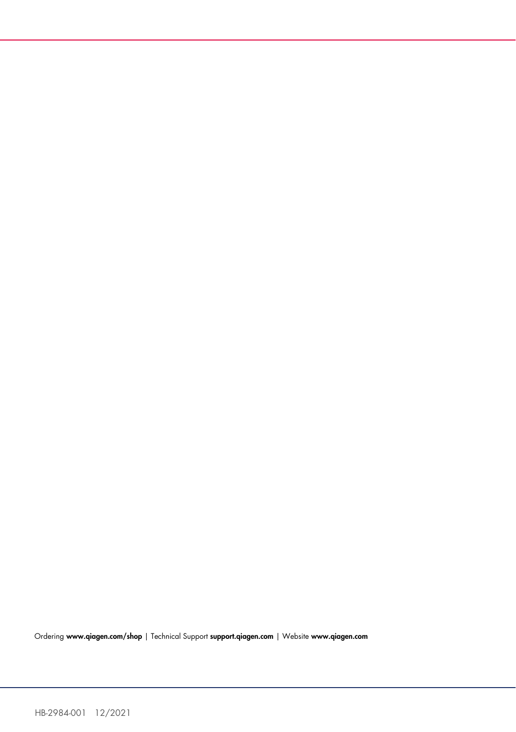Ordering **www.qiagen.com/shop** | Technical Support **support.qiagen.com** | Website **www.qiagen.com**

HB-2984-001 12/2021